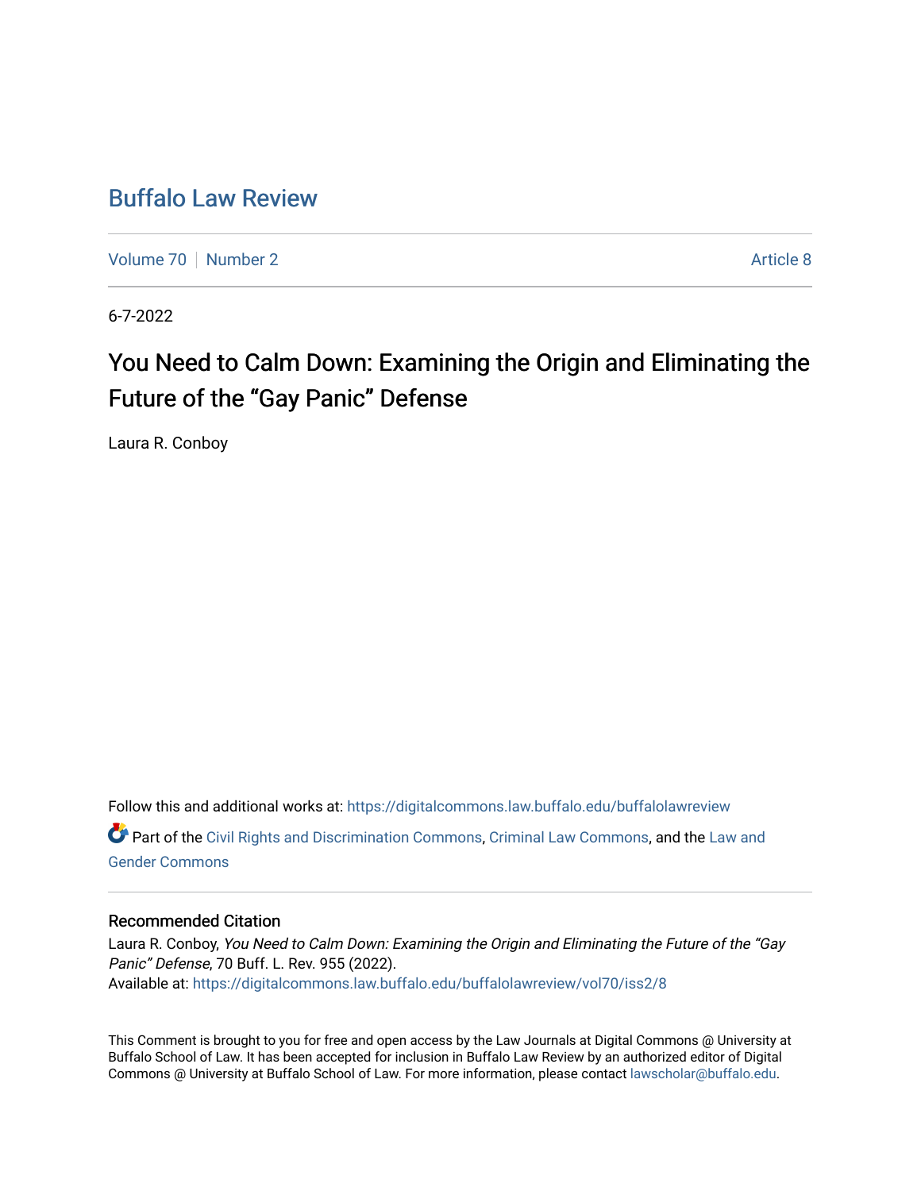# Buffalo Law Review

Volume 70 | Number 2 — Article 8

6-7-2022

## You Need to Calm Down: Examining the Origin and Eliminating the Future of the "Gay Panic" Defense

Laura R. Conboy

Follow this and additional works at: https://digitalcommons.law.buffalo.edu/buffalolawreview

Part of the Civil Rights and Discrimination Commons, Criminal Law Commons, and the Law and Gender Commons

### Recommended Citation

Laura R. Conboy, *You Need to Calm Down: Examining the Origin and Eliminating the Future of the "Gay Panic" Defense*, 70 Buff. L. Rev. 955 (2022).
Available at: https://digitalcommons.law.buffalo.edu/buffalolawreview/vol70/iss2/8

This Comment is brought to you for free and open access by the Law Journals at Digital Commons @ University at Buffalo School of Law. It has been accepted for inclusion in Buffalo Law Review by an authorized editor of Digital Commons @ University at Buffalo School of Law. For more information, please contact lawscholar@buffalo.edu.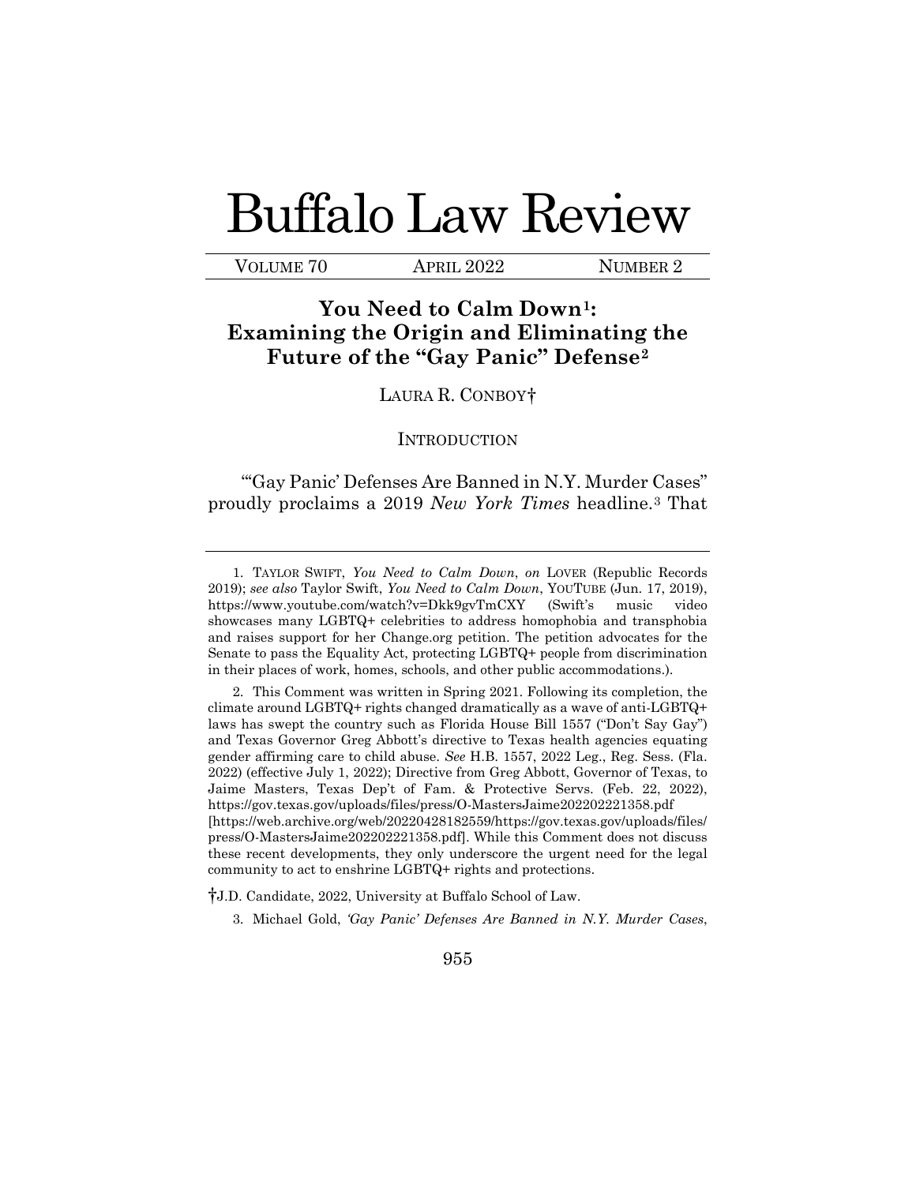# Buffalo Law Review

VOLUME 70 APRIL 2022 NUMBER 2

## You Need to Calm Down[1]: Examining the Origin and Eliminating the Future of the "Gay Panic" Defense[2]

LAURA R. CONBOY†

### INTRODUCTION

"'Gay Panic' Defenses Are Banned in N.Y. Murder Cases" proudly proclaims a 2019 *New York Times* headline.[3] That

---

1. TAYLOR SWIFT, *You Need to Calm Down*, *on* LOVER (Republic Records 2019); *see also* Taylor Swift, *You Need to Calm Down*, YOUTUBE (Jun. 17, 2019), https://www.youtube.com/watch?v=Dkk9gvTmCXY (Swift's music video showcases many LGBTQ+ celebrities to address homophobia and transphobia and raises support for her Change.org petition. The petition advocates for the Senate to pass the Equality Act, protecting LGBTQ+ people from discrimination in their places of work, homes, schools, and other public accommodations.).

2. This Comment was written in Spring 2021. Following its completion, the climate around LGBTQ+ rights changed dramatically as a wave of anti-LGBTQ+ laws has swept the country such as Florida House Bill 1557 ("Don't Say Gay") and Texas Governor Greg Abbott's directive to Texas health agencies equating gender affirming care to child abuse. *See* H.B. 1557, 2022 Leg., Reg. Sess. (Fla. 2022) (effective July 1, 2022); Directive from Greg Abbott, Governor of Texas, to Jaime Masters, Texas Dep't of Fam. & Protective Servs. (Feb. 22, 2022), https://gov.texas.gov/uploads/files/press/O-MastersJaime202202221358.pdf [https://web.archive.org/web/20220428182559/https://gov.texas.gov/uploads/files/press/O-MastersJaime202202221358.pdf]. While this Comment does not discuss these recent developments, they only underscore the urgent need for the legal community to act to enshrine LGBTQ+ rights and protections.

†J.D. Candidate, 2022, University at Buffalo School of Law.

3. Michael Gold, *'Gay Panic' Defenses Are Banned in N.Y. Murder Cases*,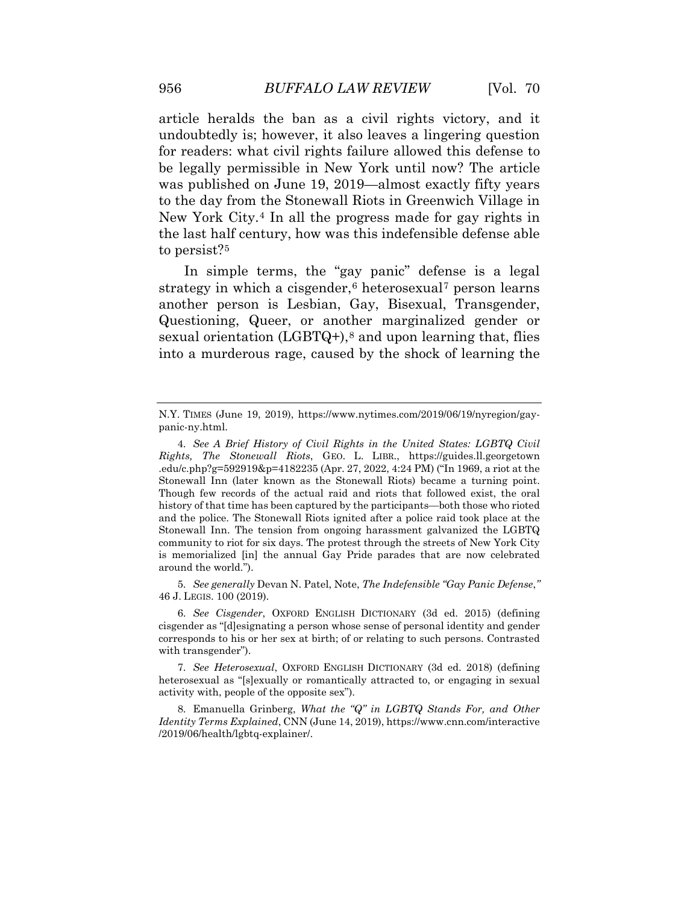article heralds the ban as a civil rights victory, and it undoubtedly is; however, it also leaves a lingering question for readers: what civil rights failure allowed this defense to be legally permissible in New York until now? The article was published on June 19, 2019—almost exactly fifty years to the day from the Stonewall Riots in Greenwich Village in New York City.[4] In all the progress made for gay rights in the last half century, how was this indefensible defense able to persist?[5]

In simple terms, the "gay panic" defense is a legal strategy in which a cisgender,[6] heterosexual[7] person learns another person is Lesbian, Gay, Bisexual, Transgender, Questioning, Queer, or another marginalized gender or sexual orientation (LGBTQ+),[8] and upon learning that, flies into a murderous rage, caused by the shock of learning the

---

N.Y. TIMES (June 19, 2019), https://www.nytimes.com/2019/06/19/nyregion/gay-panic-ny.html.

4. *See A Brief History of Civil Rights in the United States: LGBTQ Civil Rights, The Stonewall Riots*, GEO. L. LIBR., https://guides.ll.georgetown.edu/c.php?g=592919&p=4182235 (Apr. 27, 2022, 4:24 PM) ("In 1969, a riot at the Stonewall Inn (later known as the Stonewall Riots) became a turning point. Though few records of the actual raid and riots that followed exist, the oral history of that time has been captured by the participants—both those who rioted and the police. The Stonewall Riots ignited after a police raid took place at the Stonewall Inn. The tension from ongoing harassment galvanized the LGBTQ community to riot for six days. The protest through the streets of New York City is memorialized [in] the annual Gay Pride parades that are now celebrated around the world.").

5. *See generally* Devan N. Patel, Note, *The Indefensible "Gay Panic Defense*,*"* 46 J. LEGIS. 100 (2019).

6. *See Cisgender*, OXFORD ENGLISH DICTIONARY (3d ed. 2015) (defining cisgender as "[d]esignating a person whose sense of personal identity and gender corresponds to his or her sex at birth; of or relating to such persons. Contrasted with transgender").

7. *See Heterosexual*, OXFORD ENGLISH DICTIONARY (3d ed. 2018) (defining heterosexual as "[s]exually or romantically attracted to, or engaging in sexual activity with, people of the opposite sex").

8. Emanuella Grinberg, *What the "Q" in LGBTQ Stands For, and Other Identity Terms Explained*, CNN (June 14, 2019), https://www.cnn.com/interactive/2019/06/health/lgbtq-explainer/.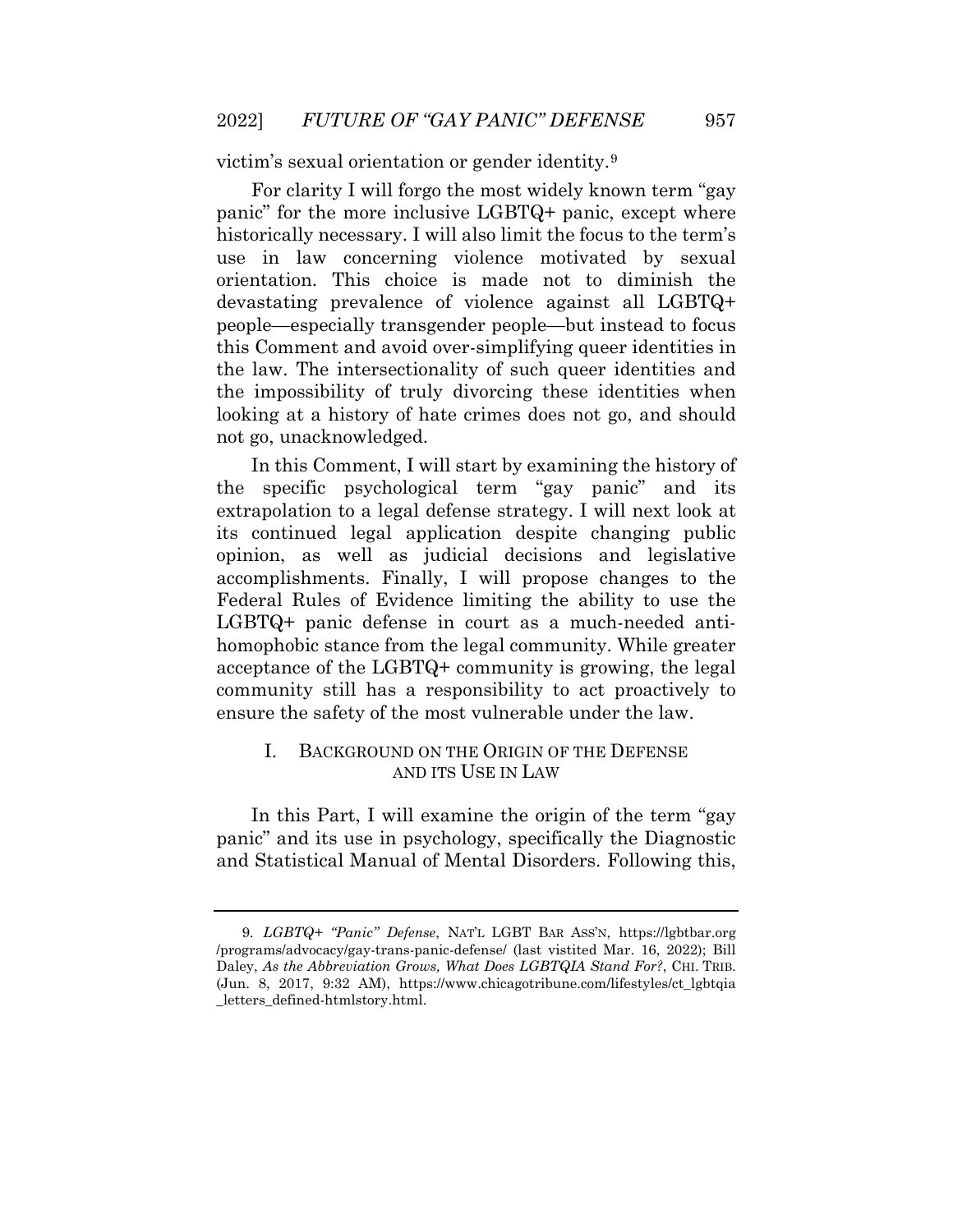victim's sexual orientation or gender identity.[9]

For clarity I will forgo the most widely known term "gay panic" for the more inclusive LGBTQ+ panic, except where historically necessary. I will also limit the focus to the term's use in law concerning violence motivated by sexual orientation. This choice is made not to diminish the devastating prevalence of violence against all LGBTQ+ people—especially transgender people—but instead to focus this Comment and avoid over-simplifying queer identities in the law. The intersectionality of such queer identities and the impossibility of truly divorcing these identities when looking at a history of hate crimes does not go, and should not go, unacknowledged.

In this Comment, I will start by examining the history of the specific psychological term "gay panic" and its extrapolation to a legal defense strategy. I will next look at its continued legal application despite changing public opinion, as well as judicial decisions and legislative accomplishments. Finally, I will propose changes to the Federal Rules of Evidence limiting the ability to use the LGBTQ+ panic defense in court as a much-needed anti-homophobic stance from the legal community. While greater acceptance of the LGBTQ+ community is growing, the legal community still has a responsibility to act proactively to ensure the safety of the most vulnerable under the law.

## I. BACKGROUND ON THE ORIGIN OF THE DEFENSE AND ITS USE IN LAW

In this Part, I will examine the origin of the term "gay panic" and its use in psychology, specifically the Diagnostic and Statistical Manual of Mental Disorders. Following this,

---

9. *LGBTQ+ "Panic" Defense*, NAT'L LGBT BAR ASS'N, https://lgbtbar.org/programs/advocacy/gay-trans-panic-defense/ (last vistited Mar. 16, 2022); Bill Daley, *As the Abbreviation Grows, What Does LGBTQIA Stand For?*, CHI. TRIB. (Jun. 8, 2017, 9:32 AM), https://www.chicagotribune.com/lifestyles/ct_lgbtqia_letters_defined-htmlstory.html.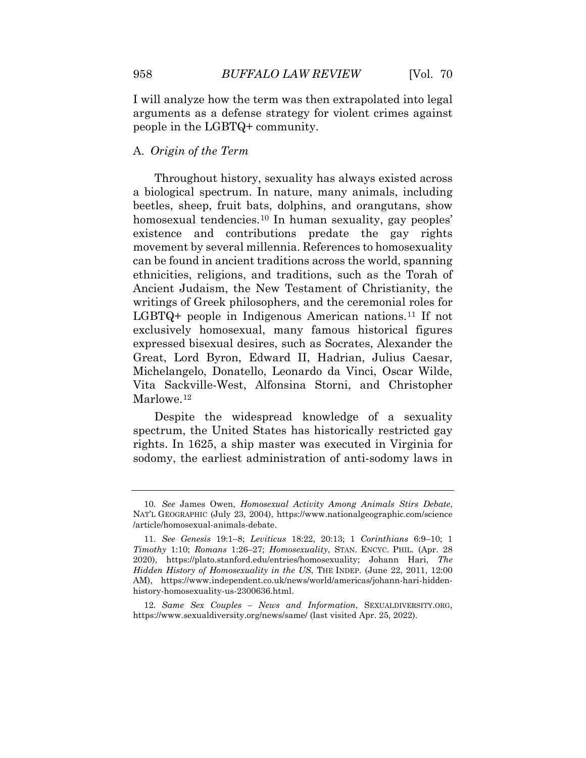I will analyze how the term was then extrapolated into legal arguments as a defense strategy for violent crimes against people in the LGBTQ+ community.

### A. *Origin of the Term*

Throughout history, sexuality has always existed across a biological spectrum. In nature, many animals, including beetles, sheep, fruit bats, dolphins, and orangutans, show homosexual tendencies.[10] In human sexuality, gay peoples' existence and contributions predate the gay rights movement by several millennia. References to homosexuality can be found in ancient traditions across the world, spanning ethnicities, religions, and traditions, such as the Torah of Ancient Judaism, the New Testament of Christianity, the writings of Greek philosophers, and the ceremonial roles for LGBTQ+ people in Indigenous American nations.[11] If not exclusively homosexual, many famous historical figures expressed bisexual desires, such as Socrates, Alexander the Great, Lord Byron, Edward II, Hadrian, Julius Caesar, Michelangelo, Donatello, Leonardo da Vinci, Oscar Wilde, Vita Sackville-West, Alfonsina Storni, and Christopher Marlowe.[12]

Despite the widespread knowledge of a sexuality spectrum, the United States has historically restricted gay rights. In 1625, a ship master was executed in Virginia for sodomy, the earliest administration of anti-sodomy laws in

---

10. *See* James Owen, *Homosexual Activity Among Animals Stirs Debate*, NAT'L GEOGRAPHIC (July 23, 2004), https://www.nationalgeographic.com/science/article/homosexual-animals-debate.

11. *See Genesis* 19:1–8; *Leviticus* 18:22, 20:13; 1 *Corinthians* 6:9–10; 1 *Timothy* 1:10; *Romans* 1:26–27; *Homosexuality*, STAN. ENCYC. PHIL. (Apr. 28 2020), https://plato.stanford.edu/entries/homosexuality; Johann Hari, *The Hidden History of Homosexuality in the US*, THE INDEP. (June 22, 2011, 12:00 AM), https://www.independent.co.uk/news/world/americas/johann-hari-hidden-history-homosexuality-us-2300636.html.

12. *Same Sex Couples – News and Information*, SEXUALDIVERSITY.ORG, https://www.sexualdiversity.org/news/same/ (last visited Apr. 25, 2022).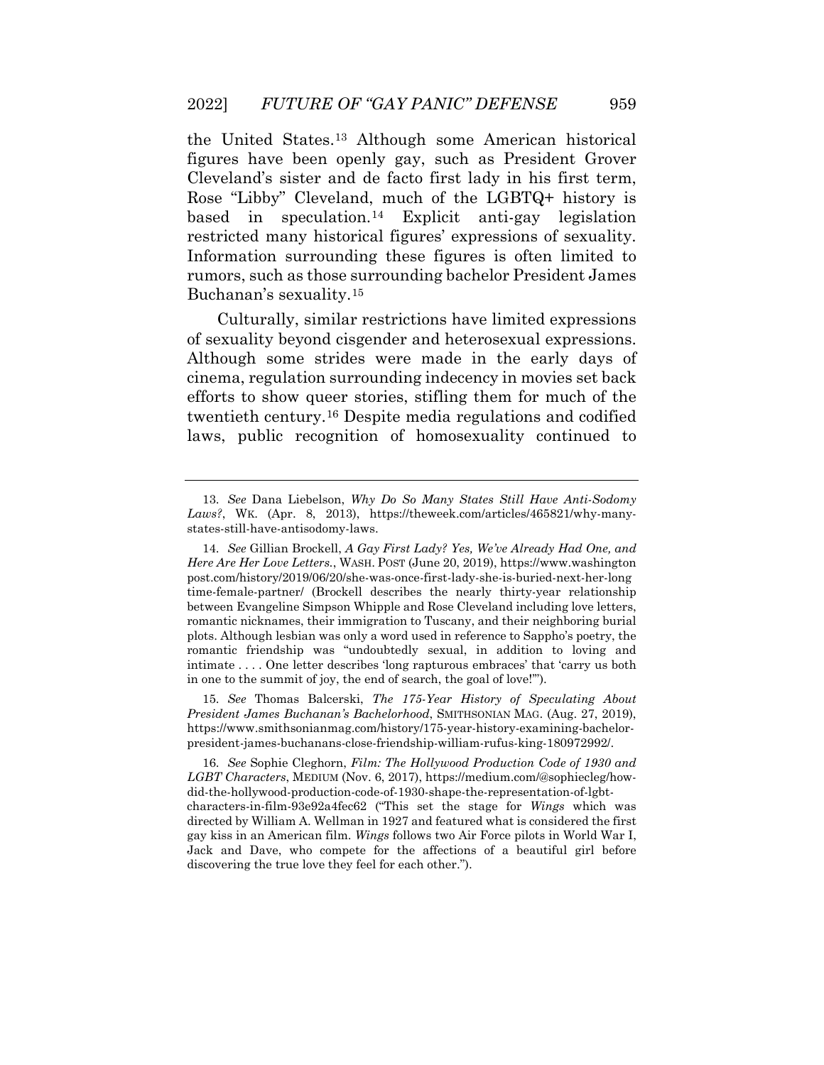the United States.[13] Although some American historical figures have been openly gay, such as President Grover Cleveland's sister and de facto first lady in his first term, Rose "Libby" Cleveland, much of the LGBTQ+ history is based in speculation.[14] Explicit anti-gay legislation restricted many historical figures' expressions of sexuality. Information surrounding these figures is often limited to rumors, such as those surrounding bachelor President James Buchanan's sexuality.[15]

Culturally, similar restrictions have limited expressions of sexuality beyond cisgender and heterosexual expressions. Although some strides were made in the early days of cinema, regulation surrounding indecency in movies set back efforts to show queer stories, stifling them for much of the twentieth century.[16] Despite media regulations and codified laws, public recognition of homosexuality continued to

---

13. *See* Dana Liebelson, *Why Do So Many States Still Have Anti-Sodomy Laws?*, WK. (Apr. 8, 2013), https://theweek.com/articles/465821/why-many-states-still-have-antisodomy-laws.

14. *See* Gillian Brockell, *A Gay First Lady? Yes, We've Already Had One, and Here Are Her Love Letters.*, WASH. POST (June 20, 2019), https://www.washingtonpost.com/history/2019/06/20/she-was-once-first-lady-she-is-buried-next-her-longtime-female-partner/ (Brockell describes the nearly thirty-year relationship between Evangeline Simpson Whipple and Rose Cleveland including love letters, romantic nicknames, their immigration to Tuscany, and their neighboring burial plots. Although lesbian was only a word used in reference to Sappho's poetry, the romantic friendship was "undoubtedly sexual, in addition to loving and intimate . . . . One letter describes 'long rapturous embraces' that 'carry us both in one to the summit of joy, the end of search, the goal of love!'").

15. *See* Thomas Balcerski, *The 175-Year History of Speculating About President James Buchanan's Bachelorhood*, SMITHSONIAN MAG. (Aug. 27, 2019), https://www.smithsonianmag.com/history/175-year-history-examining-bachelor-president-james-buchanans-close-friendship-william-rufus-king-180972992/.

16. *See* Sophie Cleghorn, *Film: The Hollywood Production Code of 1930 and LGBT Characters*, MEDIUM (Nov. 6, 2017), https://medium.com/@sophiecleg/how-did-the-hollywood-production-code-of-1930-shape-the-representation-of-lgbt-characters-in-film-93e92a4fec62 ("This set the stage for *Wings* which was directed by William A. Wellman in 1927 and featured what is considered the first gay kiss in an American film. *Wings* follows two Air Force pilots in World War I, Jack and Dave, who compete for the affections of a beautiful girl before discovering the true love they feel for each other.").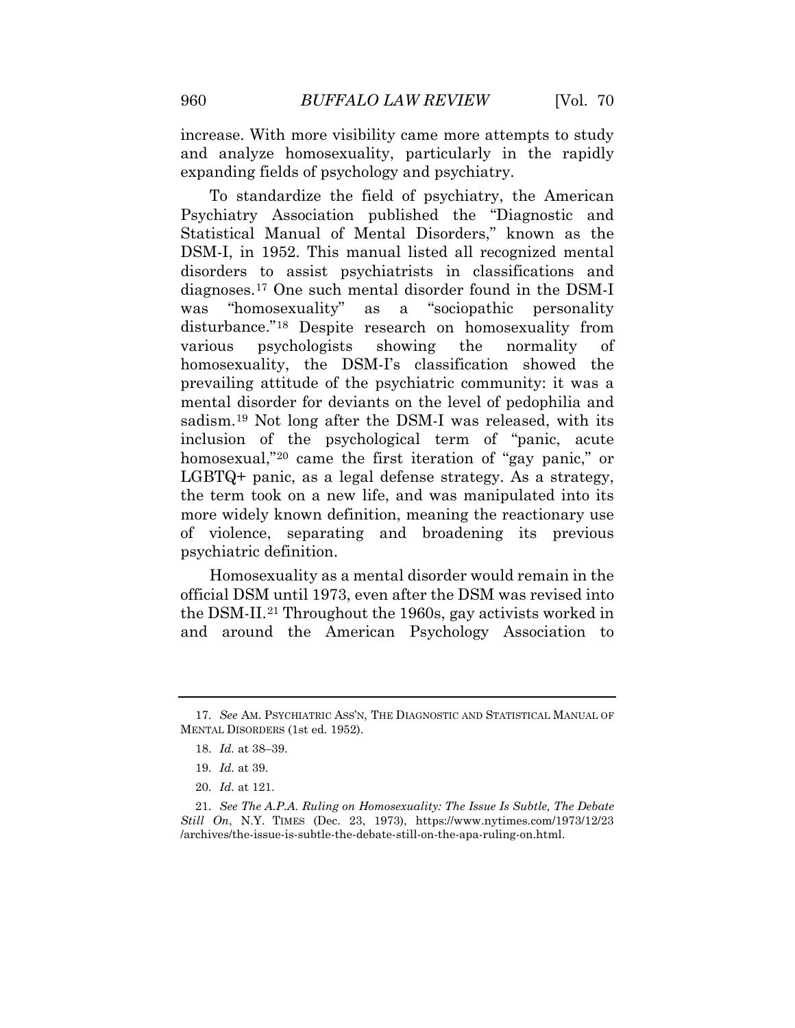increase. With more visibility came more attempts to study and analyze homosexuality, particularly in the rapidly expanding fields of psychology and psychiatry.

To standardize the field of psychiatry, the American Psychiatry Association published the "Diagnostic and Statistical Manual of Mental Disorders," known as the DSM-I, in 1952. This manual listed all recognized mental disorders to assist psychiatrists in classifications and diagnoses.[17] One such mental disorder found in the DSM-I was "homosexuality" as a "sociopathic personality disturbance."[18] Despite research on homosexuality from various psychologists showing the normality of homosexuality, the DSM-I's classification showed the prevailing attitude of the psychiatric community: it was a mental disorder for deviants on the level of pedophilia and sadism.[19] Not long after the DSM-I was released, with its inclusion of the psychological term of "panic, acute homosexual,"[20] came the first iteration of "gay panic," or LGBTQ+ panic, as a legal defense strategy. As a strategy, the term took on a new life, and was manipulated into its more widely known definition, meaning the reactionary use of violence, separating and broadening its previous psychiatric definition.

Homosexuality as a mental disorder would remain in the official DSM until 1973, even after the DSM was revised into the DSM-II.[21] Throughout the 1960s, gay activists worked in and around the American Psychology Association to

---

17. *See* AM. PSYCHIATRIC ASS'N, THE DIAGNOSTIC AND STATISTICAL MANUAL OF MENTAL DISORDERS (1st ed. 1952).

18. *Id.* at 38–39.

19. *Id.* at 39.

20. *Id.* at 121.

21. *See The A.P.A. Ruling on Homosexuality: The Issue Is Subtle, The Debate Still On*, N.Y. TIMES (Dec. 23, 1973), https://www.nytimes.com/1973/12/23/archives/the-issue-is-subtle-the-debate-still-on-the-apa-ruling-on.html.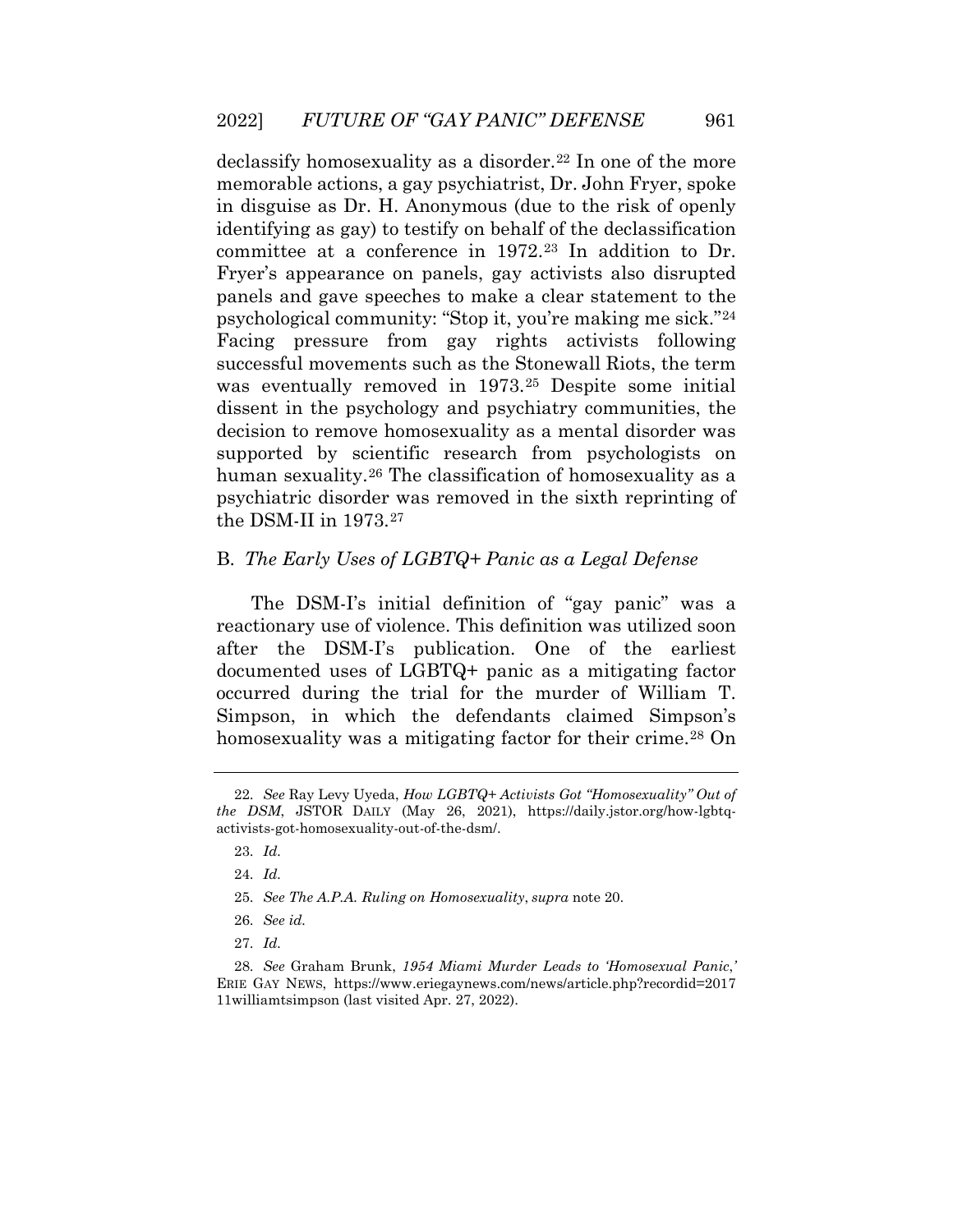declassify homosexuality as a disorder.[22] In one of the more memorable actions, a gay psychiatrist, Dr. John Fryer, spoke in disguise as Dr. H. Anonymous (due to the risk of openly identifying as gay) to testify on behalf of the declassification committee at a conference in 1972.[23] In addition to Dr. Fryer's appearance on panels, gay activists also disrupted panels and gave speeches to make a clear statement to the psychological community: "Stop it, you're making me sick."[24] Facing pressure from gay rights activists following successful movements such as the Stonewall Riots, the term was eventually removed in 1973.[25] Despite some initial dissent in the psychology and psychiatry communities, the decision to remove homosexuality as a mental disorder was supported by scientific research from psychologists on human sexuality.[26] The classification of homosexuality as a psychiatric disorder was removed in the sixth reprinting of the DSM-II in 1973.[27]

## B. *The Early Uses of LGBTQ+ Panic as a Legal Defense*

The DSM-I's initial definition of "gay panic" was a reactionary use of violence. This definition was utilized soon after the DSM-I's publication. One of the earliest documented uses of LGBTQ+ panic as a mitigating factor occurred during the trial for the murder of William T. Simpson, in which the defendants claimed Simpson's homosexuality was a mitigating factor for their crime.[28] On

---

22. *See* Ray Levy Uyeda, *How LGBTQ+ Activists Got "Homosexuality" Out of the DSM*, JSTOR DAILY (May 26, 2021), https://daily.jstor.org/how-lgbtq-activists-got-homosexuality-out-of-the-dsm/.

23. *Id.*

24. *Id.*

25. *See The A.P.A. Ruling on Homosexuality*, *supra* note 20.

26. *See id.*

27. *Id.*

28. *See* Graham Brunk, *1954 Miami Murder Leads to 'Homosexual Panic,'* ERIE GAY NEWS, https://www.eriegaynews.com/news/article.php?recordid=201711williamtsimpson (last visited Apr. 27, 2022).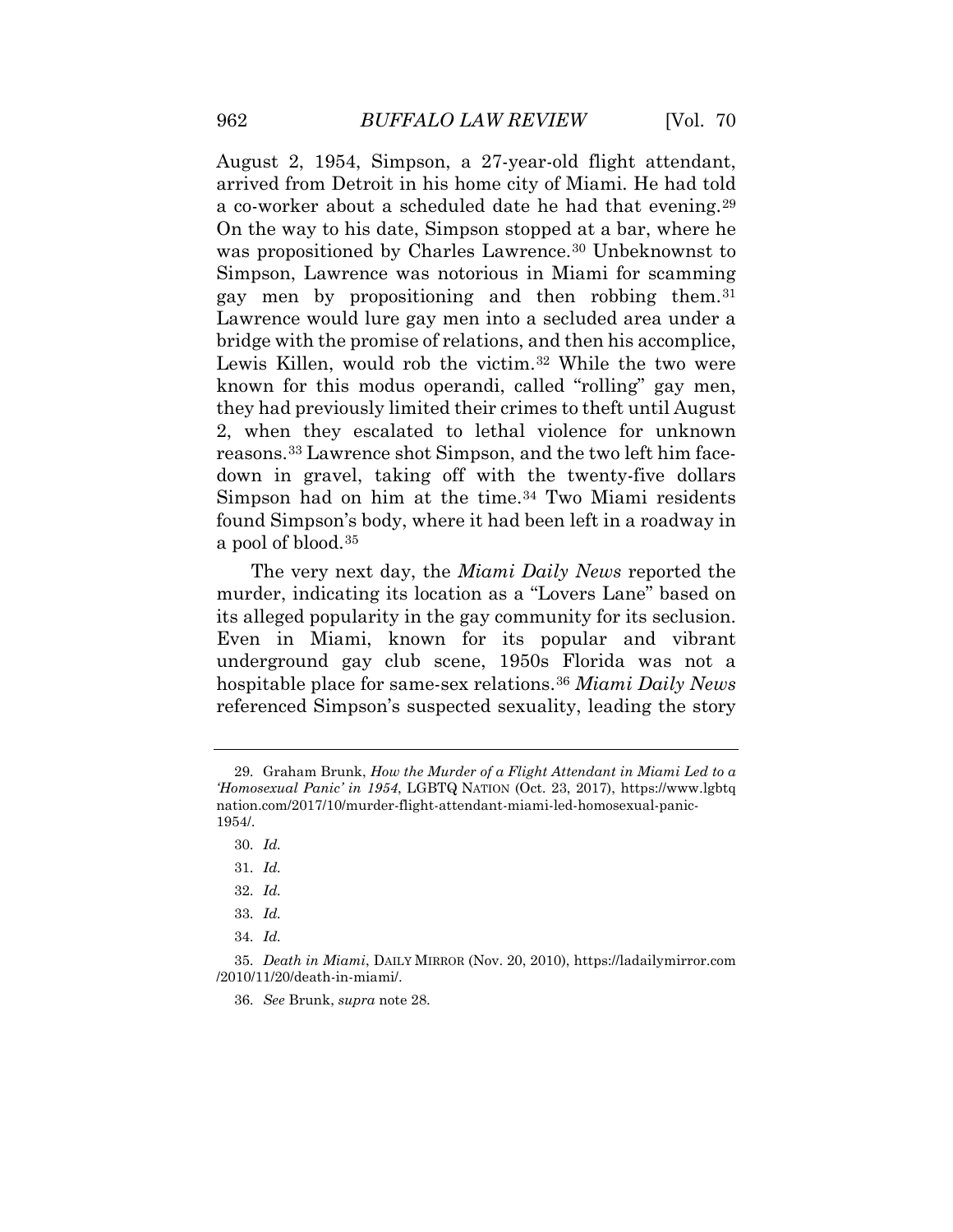August 2, 1954, Simpson, a 27-year-old flight attendant, arrived from Detroit in his home city of Miami. He had told a co-worker about a scheduled date he had that evening.[29] On the way to his date, Simpson stopped at a bar, where he was propositioned by Charles Lawrence.[30] Unbeknownst to Simpson, Lawrence was notorious in Miami for scamming gay men by propositioning and then robbing them.[31] Lawrence would lure gay men into a secluded area under a bridge with the promise of relations, and then his accomplice, Lewis Killen, would rob the victim.[32] While the two were known for this modus operandi, called "rolling" gay men, they had previously limited their crimes to theft until August 2, when they escalated to lethal violence for unknown reasons.[33] Lawrence shot Simpson, and the two left him face-down in gravel, taking off with the twenty-five dollars Simpson had on him at the time.[34] Two Miami residents found Simpson's body, where it had been left in a roadway in a pool of blood.[35]

The very next day, the *Miami Daily News* reported the murder, indicating its location as a "Lovers Lane" based on its alleged popularity in the gay community for its seclusion. Even in Miami, known for its popular and vibrant underground gay club scene, 1950s Florida was not a hospitable place for same-sex relations.[36] *Miami Daily News* referenced Simpson's suspected sexuality, leading the story

---

29. Graham Brunk, *How the Murder of a Flight Attendant in Miami Led to a 'Homosexual Panic' in 1954*, LGBTQ NATION (Oct. 23, 2017), https://www.lgbtqnation.com/2017/10/murder-flight-attendant-miami-led-homosexual-panic-1954/.

30. *Id.*

31. *Id.*

32. *Id.*

33. *Id.*

34. *Id.*

35. *Death in Miami*, DAILY MIRROR (Nov. 20, 2010), https://ladailymirror.com/2010/11/20/death-in-miami/.

36. *See* Brunk, *supra* note 28.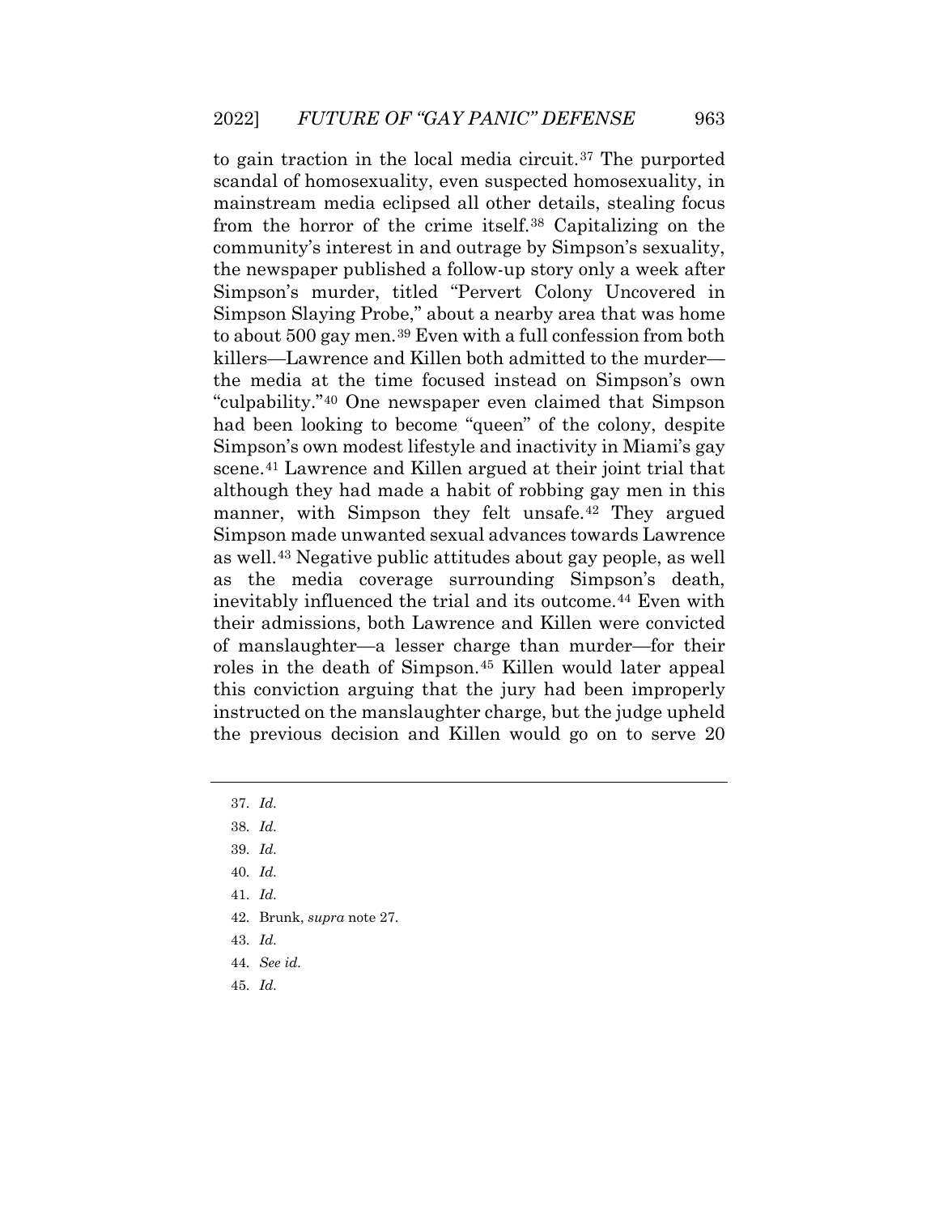to gain traction in the local media circuit.[37] The purported scandal of homosexuality, even suspected homosexuality, in mainstream media eclipsed all other details, stealing focus from the horror of the crime itself.[38] Capitalizing on the community's interest in and outrage by Simpson's sexuality, the newspaper published a follow-up story only a week after Simpson's murder, titled "Pervert Colony Uncovered in Simpson Slaying Probe," about a nearby area that was home to about 500 gay men.[39] Even with a full confession from both killers—Lawrence and Killen both admitted to the murder—the media at the time focused instead on Simpson's own "culpability."[40] One newspaper even claimed that Simpson had been looking to become "queen" of the colony, despite Simpson's own modest lifestyle and inactivity in Miami's gay scene.[41] Lawrence and Killen argued at their joint trial that although they had made a habit of robbing gay men in this manner, with Simpson they felt unsafe.[42] They argued Simpson made unwanted sexual advances towards Lawrence as well.[43] Negative public attitudes about gay people, as well as the media coverage surrounding Simpson's death, inevitably influenced the trial and its outcome.[44] Even with their admissions, both Lawrence and Killen were convicted of manslaughter—a lesser charge than murder—for their roles in the death of Simpson.[45] Killen would later appeal this conviction arguing that the jury had been improperly instructed on the manslaughter charge, but the judge upheld the previous decision and Killen would go on to serve 20

---

37. *Id.*
38. *Id.*
39. *Id.*
40. *Id.*
41. *Id.*
42. Brunk, *supra* note 27.
43. *Id.*
44. *See id.*
45. *Id.*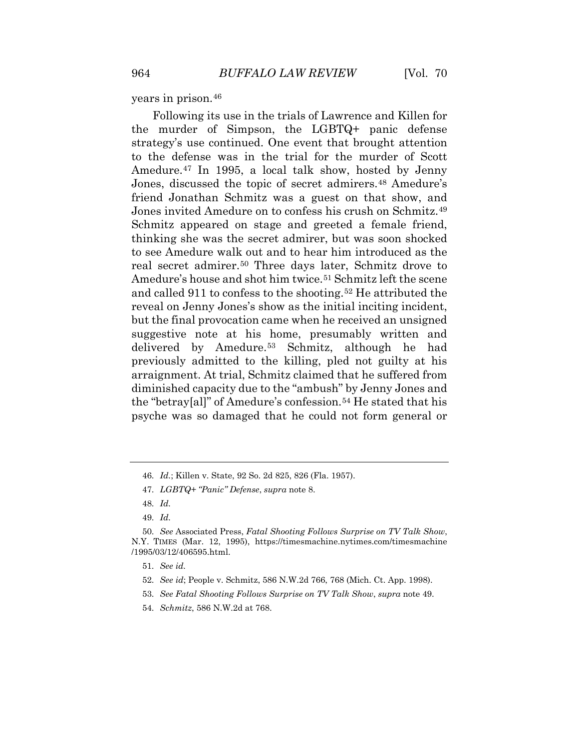years in prison.[46]

Following its use in the trials of Lawrence and Killen for the murder of Simpson, the LGBTQ+ panic defense strategy's use continued. One event that brought attention to the defense was in the trial for the murder of Scott Amedure.[47] In 1995, a local talk show, hosted by Jenny Jones, discussed the topic of secret admirers.[48] Amedure's friend Jonathan Schmitz was a guest on that show, and Jones invited Amedure on to confess his crush on Schmitz.[49] Schmitz appeared on stage and greeted a female friend, thinking she was the secret admirer, but was soon shocked to see Amedure walk out and to hear him introduced as the real secret admirer.[50] Three days later, Schmitz drove to Amedure's house and shot him twice.[51] Schmitz left the scene and called 911 to confess to the shooting.[52] He attributed the reveal on Jenny Jones's show as the initial inciting incident, but the final provocation came when he received an unsigned suggestive note at his home, presumably written and delivered by Amedure.[53] Schmitz, although he had previously admitted to the killing, pled not guilty at his arraignment. At trial, Schmitz claimed that he suffered from diminished capacity due to the "ambush" by Jenny Jones and the "betray[al]" of Amedure's confession.[54] He stated that his psyche was so damaged that he could not form general or

---

46. *Id.*; Killen v. State, 92 So. 2d 825, 826 (Fla. 1957).

47. *LGBTQ+ "Panic" Defense*, *supra* note 8.

48. *Id.*

49. *Id.*

50. *See* Associated Press, *Fatal Shooting Follows Surprise on TV Talk Show*, N.Y. TIMES (Mar. 12, 1995), https://timesmachine.nytimes.com/timesmachine/1995/03/12/406595.html.

51. *See id.*

52. *See id*; People v. Schmitz, 586 N.W.2d 766, 768 (Mich. Ct. App. 1998).

53. *See Fatal Shooting Follows Surprise on TV Talk Show*, *supra* note 49.

54. *Schmitz*, 586 N.W.2d at 768.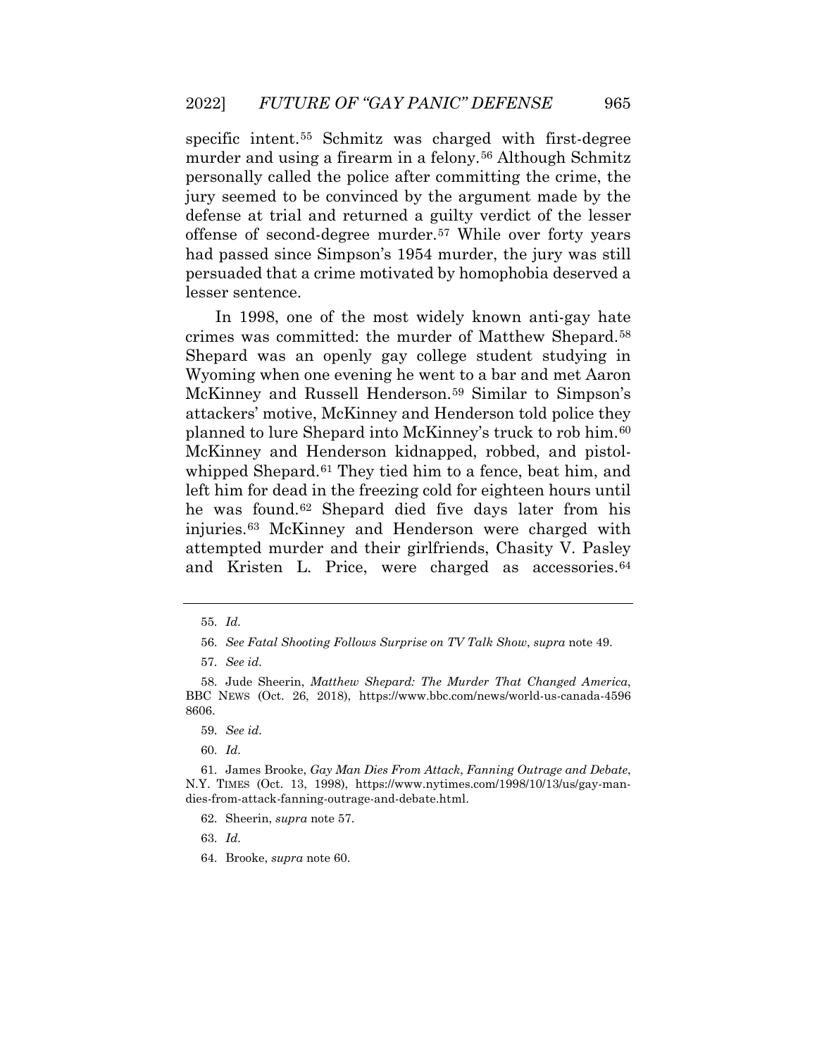specific intent.[55] Schmitz was charged with first-degree murder and using a firearm in a felony.[56] Although Schmitz personally called the police after committing the crime, the jury seemed to be convinced by the argument made by the defense at trial and returned a guilty verdict of the lesser offense of second-degree murder.[57] While over forty years had passed since Simpson's 1954 murder, the jury was still persuaded that a crime motivated by homophobia deserved a lesser sentence.

In 1998, one of the most widely known anti-gay hate crimes was committed: the murder of Matthew Shepard.[58] Shepard was an openly gay college student studying in Wyoming when one evening he went to a bar and met Aaron McKinney and Russell Henderson.[59] Similar to Simpson's attackers' motive, McKinney and Henderson told police they planned to lure Shepard into McKinney's truck to rob him.[60] McKinney and Henderson kidnapped, robbed, and pistol-whipped Shepard.[61] They tied him to a fence, beat him, and left him for dead in the freezing cold for eighteen hours until he was found.[62] Shepard died five days later from his injuries.[63] McKinney and Henderson were charged with attempted murder and their girlfriends, Chasity V. Pasley and Kristen L. Price, were charged as accessories.[64]

---

55. *Id.*

56. *See Fatal Shooting Follows Surprise on TV Talk Show*, *supra* note 49.

57. *See id.*

58. Jude Sheerin, *Matthew Shepard: The Murder That Changed America*, BBC NEWS (Oct. 26, 2018), https://www.bbc.com/news/world-us-canada-45968606.

59. *See id.*

60. *Id.*

61. James Brooke, *Gay Man Dies From Attack*, *Fanning Outrage and Debate*, N.Y. TIMES (Oct. 13, 1998), https://www.nytimes.com/1998/10/13/us/gay-man-dies-from-attack-fanning-outrage-and-debate.html.

62. Sheerin, *supra* note 57.

63. *Id.*

64. Brooke, *supra* note 60.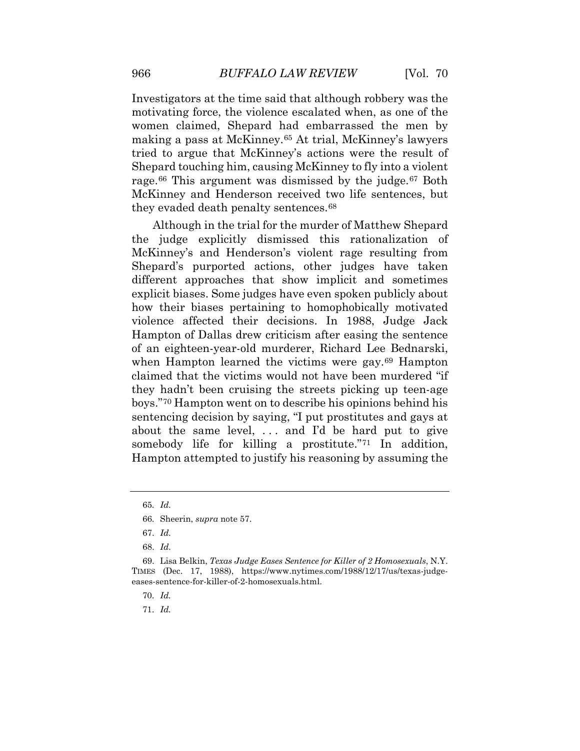Investigators at the time said that although robbery was the motivating force, the violence escalated when, as one of the women claimed, Shepard had embarrassed the men by making a pass at McKinney.[65] At trial, McKinney's lawyers tried to argue that McKinney's actions were the result of Shepard touching him, causing McKinney to fly into a violent rage.[66] This argument was dismissed by the judge.[67] Both McKinney and Henderson received two life sentences, but they evaded death penalty sentences.[68]

Although in the trial for the murder of Matthew Shepard the judge explicitly dismissed this rationalization of McKinney's and Henderson's violent rage resulting from Shepard's purported actions, other judges have taken different approaches that show implicit and sometimes explicit biases. Some judges have even spoken publicly about how their biases pertaining to homophobically motivated violence affected their decisions. In 1988, Judge Jack Hampton of Dallas drew criticism after easing the sentence of an eighteen-year-old murderer, Richard Lee Bednarski, when Hampton learned the victims were gay.[69] Hampton claimed that the victims would not have been murdered "if they hadn't been cruising the streets picking up teen-age boys."[70] Hampton went on to describe his opinions behind his sentencing decision by saying, "I put prostitutes and gays at about the same level, . . . and I'd be hard put to give somebody life for killing a prostitute."[71] In addition, Hampton attempted to justify his reasoning by assuming the

---

65. *Id.*

66. Sheerin, *supra* note 57.

67. *Id.*

68. *Id.*

69. Lisa Belkin, *Texas Judge Eases Sentence for Killer of 2 Homosexuals*, N.Y. TIMES (Dec. 17, 1988), https://www.nytimes.com/1988/12/17/us/texas-judge-eases-sentence-for-killer-of-2-homosexuals.html.

70. *Id.*

71. *Id.*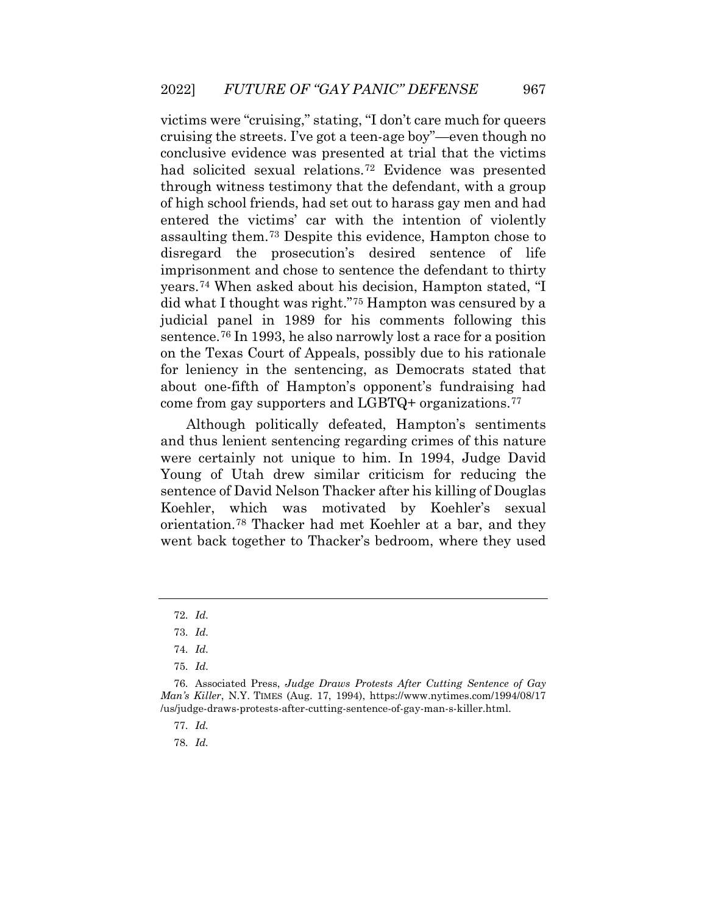victims were "cruising," stating, "I don't care much for queers cruising the streets. I've got a teen-age boy"—even though no conclusive evidence was presented at trial that the victims had solicited sexual relations.[72] Evidence was presented through witness testimony that the defendant, with a group of high school friends, had set out to harass gay men and had entered the victims' car with the intention of violently assaulting them.[73] Despite this evidence, Hampton chose to disregard the prosecution's desired sentence of life imprisonment and chose to sentence the defendant to thirty years.[74] When asked about his decision, Hampton stated, "I did what I thought was right."[75] Hampton was censured by a judicial panel in 1989 for his comments following this sentence.[76] In 1993, he also narrowly lost a race for a position on the Texas Court of Appeals, possibly due to his rationale for leniency in the sentencing, as Democrats stated that about one-fifth of Hampton's opponent's fundraising had come from gay supporters and LGBTQ+ organizations.[77]

Although politically defeated, Hampton's sentiments and thus lenient sentencing regarding crimes of this nature were certainly not unique to him. In 1994, Judge David Young of Utah drew similar criticism for reducing the sentence of David Nelson Thacker after his killing of Douglas Koehler, which was motivated by Koehler's sexual orientation.[78] Thacker had met Koehler at a bar, and they went back together to Thacker's bedroom, where they used

---

72. *Id.*

73. *Id.*

74. *Id.*

75. *Id.*

76. Associated Press, *Judge Draws Protests After Cutting Sentence of Gay Man's Killer*, N.Y. TIMES (Aug. 17, 1994), https://www.nytimes.com/1994/08/17/us/judge-draws-protests-after-cutting-sentence-of-gay-man-s-killer.html.

77. *Id.*

78. *Id.*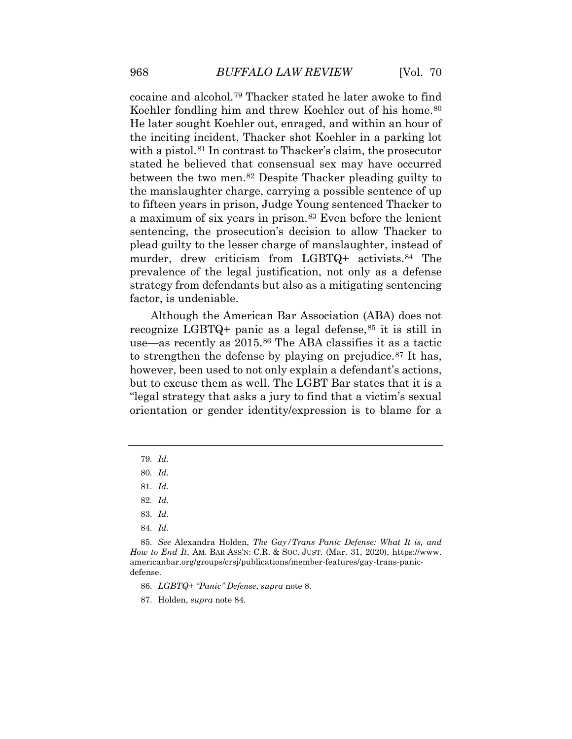cocaine and alcohol.[79] Thacker stated he later awoke to find Koehler fondling him and threw Koehler out of his home.[80] He later sought Koehler out, enraged, and within an hour of the inciting incident, Thacker shot Koehler in a parking lot with a pistol.[81] In contrast to Thacker's claim, the prosecutor stated he believed that consensual sex may have occurred between the two men.[82] Despite Thacker pleading guilty to the manslaughter charge, carrying a possible sentence of up to fifteen years in prison, Judge Young sentenced Thacker to a maximum of six years in prison.[83] Even before the lenient sentencing, the prosecution's decision to allow Thacker to plead guilty to the lesser charge of manslaughter, instead of murder, drew criticism from LGBTQ+ activists.[84] The prevalence of the legal justification, not only as a defense strategy from defendants but also as a mitigating sentencing factor, is undeniable.

Although the American Bar Association (ABA) does not recognize LGBTQ+ panic as a legal defense,[85] it is still in use—as recently as 2015.[86] The ABA classifies it as a tactic to strengthen the defense by playing on prejudice.[87] It has, however, been used to not only explain a defendant's actions, but to excuse them as well. The LGBT Bar states that it is a "legal strategy that asks a jury to find that a victim's sexual orientation or gender identity/expression is to blame for a

---

79. *Id.*

80. *Id.*

81. *Id.*

82. *Id.*

83. *Id.*

84. *Id.*

85. *See* Alexandra Holden, *The Gay/Trans Panic Defense: What It is, and How to End It*, AM. BAR ASS'N: C.R. & SOC. JUST. (Mar. 31, 2020), https://www.americanbar.org/groups/crsj/publications/member-features/gay-trans-panic-defense.

86. *LGBTQ+ "Panic" Defense*, *supra* note 8.

87. Holden, *supra* note 84.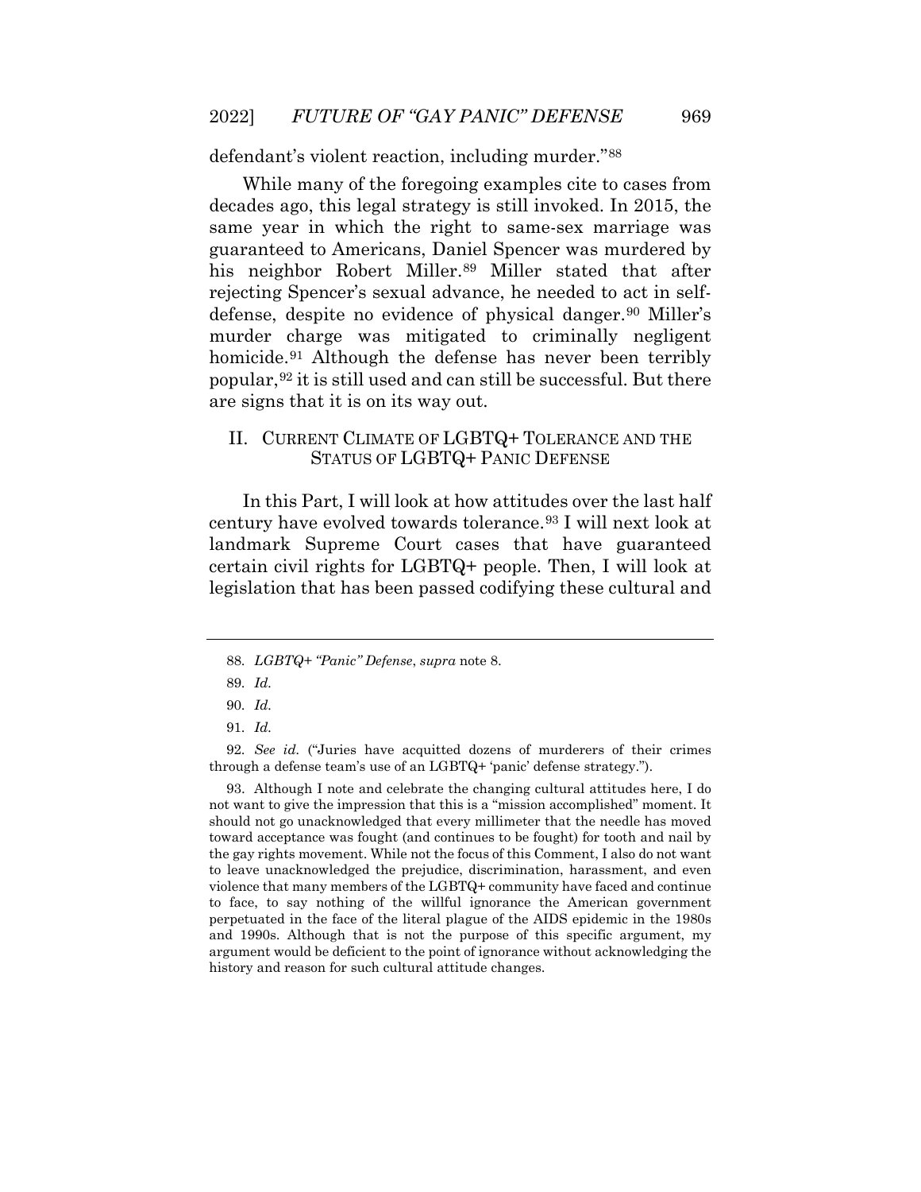defendant's violent reaction, including murder."[88]

While many of the foregoing examples cite to cases from decades ago, this legal strategy is still invoked. In 2015, the same year in which the right to same-sex marriage was guaranteed to Americans, Daniel Spencer was murdered by his neighbor Robert Miller.[89] Miller stated that after rejecting Spencer's sexual advance, he needed to act in self-defense, despite no evidence of physical danger.[90] Miller's murder charge was mitigated to criminally negligent homicide.[91] Although the defense has never been terribly popular,[92] it is still used and can still be successful. But there are signs that it is on its way out.

## II. CURRENT CLIMATE OF LGBTQ+ TOLERANCE AND THE STATUS OF LGBTQ+ PANIC DEFENSE

In this Part, I will look at how attitudes over the last half century have evolved towards tolerance.[93] I will next look at landmark Supreme Court cases that have guaranteed certain civil rights for LGBTQ+ people. Then, I will look at legislation that has been passed codifying these cultural and

---

88. *LGBTQ+ "Panic" Defense*, *supra* note 8.

89. *Id.*

90. *Id.*

91. *Id.*

92. *See id.* ("Juries have acquitted dozens of murderers of their crimes through a defense team's use of an LGBTQ+ 'panic' defense strategy.").

93. Although I note and celebrate the changing cultural attitudes here, I do not want to give the impression that this is a "mission accomplished" moment. It should not go unacknowledged that every millimeter that the needle has moved toward acceptance was fought (and continues to be fought) for tooth and nail by the gay rights movement. While not the focus of this Comment, I also do not want to leave unacknowledged the prejudice, discrimination, harassment, and even violence that many members of the LGBTQ+ community have faced and continue to face, to say nothing of the willful ignorance the American government perpetuated in the face of the literal plague of the AIDS epidemic in the 1980s and 1990s. Although that is not the purpose of this specific argument, my argument would be deficient to the point of ignorance without acknowledging the history and reason for such cultural attitude changes.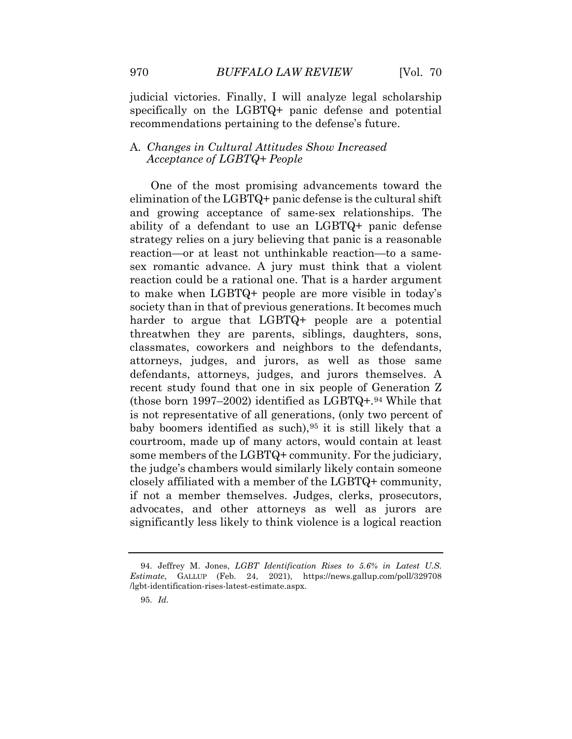judicial victories. Finally, I will analyze legal scholarship specifically on the LGBTQ+ panic defense and potential recommendations pertaining to the defense's future.

### A. *Changes in Cultural Attitudes Show Increased Acceptance of LGBTQ+ People*

One of the most promising advancements toward the elimination of the LGBTQ+ panic defense is the cultural shift and growing acceptance of same-sex relationships. The ability of a defendant to use an LGBTQ+ panic defense strategy relies on a jury believing that panic is a reasonable reaction—or at least not unthinkable reaction—to a same-sex romantic advance. A jury must think that a violent reaction could be a rational one. That is a harder argument to make when LGBTQ+ people are more visible in today's society than in that of previous generations. It becomes much harder to argue that LGBTQ+ people are a potential threatwhen they are parents, siblings, daughters, sons, classmates, coworkers and neighbors to the defendants, attorneys, judges, and jurors, as well as those same defendants, attorneys, judges, and jurors themselves. A recent study found that one in six people of Generation Z (those born 1997–2002) identified as LGBTQ+.[94] While that is not representative of all generations, (only two percent of baby boomers identified as such),[95] it is still likely that a courtroom, made up of many actors, would contain at least some members of the LGBTQ+ community. For the judiciary, the judge's chambers would similarly likely contain someone closely affiliated with a member of the LGBTQ+ community, if not a member themselves. Judges, clerks, prosecutors, advocates, and other attorneys as well as jurors are significantly less likely to think violence is a logical reaction

---

94. Jeffrey M. Jones, *LGBT Identification Rises to 5.6% in Latest U.S. Estimate*, GALLUP (Feb. 24, 2021), https://news.gallup.com/poll/329708/lgbt-identification-rises-latest-estimate.aspx.

95. *Id.*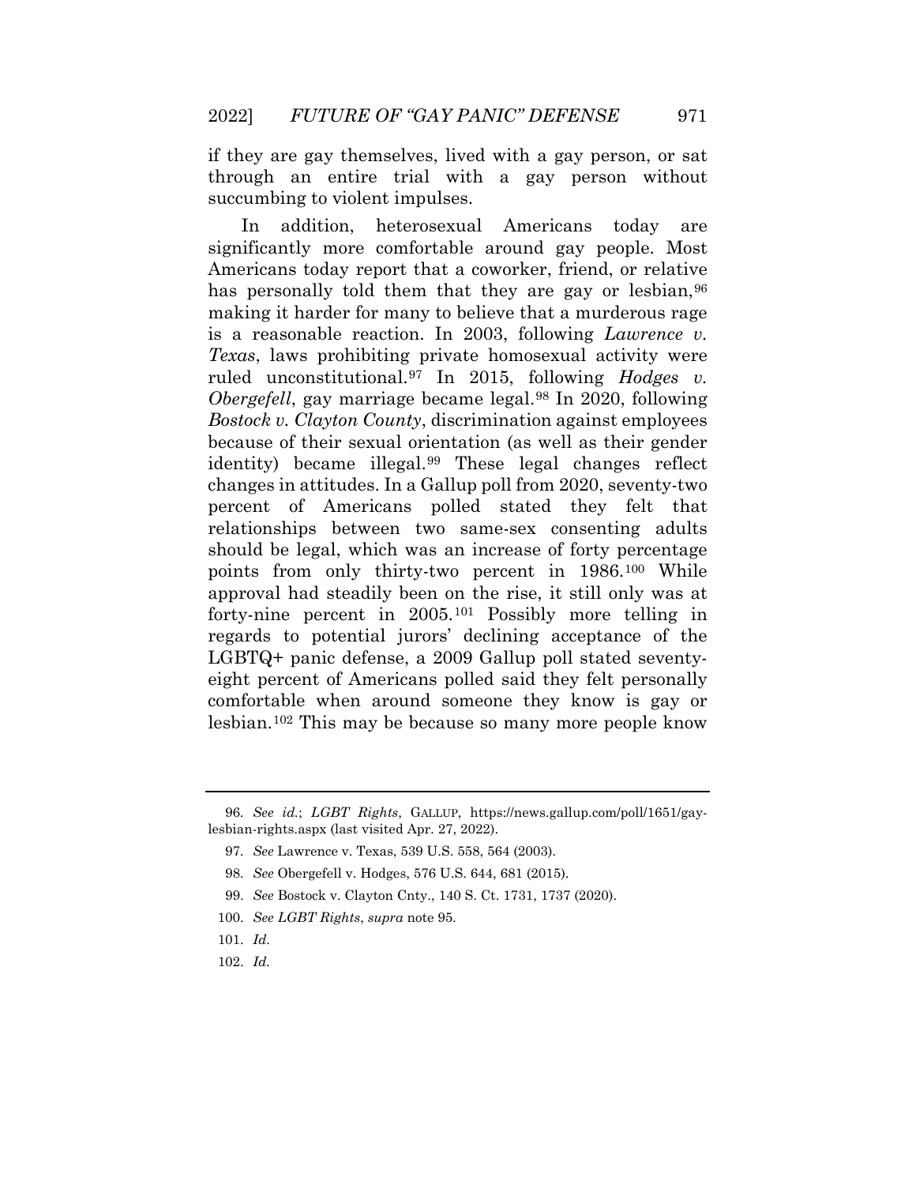if they are gay themselves, lived with a gay person, or sat through an entire trial with a gay person without succumbing to violent impulses.

In addition, heterosexual Americans today are significantly more comfortable around gay people. Most Americans today report that a coworker, friend, or relative has personally told them that they are gay or lesbian,[96] making it harder for many to believe that a murderous rage is a reasonable reaction. In 2003, following *Lawrence v. Texas*, laws prohibiting private homosexual activity were ruled unconstitutional.[97] In 2015, following *Hodges v. Obergefell*, gay marriage became legal.[98] In 2020, following *Bostock v. Clayton County*, discrimination against employees because of their sexual orientation (as well as their gender identity) became illegal.[99] These legal changes reflect changes in attitudes. In a Gallup poll from 2020, seventy-two percent of Americans polled stated they felt that relationships between two same-sex consenting adults should be legal, which was an increase of forty percentage points from only thirty-two percent in 1986.[100] While approval had steadily been on the rise, it still only was at forty-nine percent in 2005.[101] Possibly more telling in regards to potential jurors' declining acceptance of the LGBTQ+ panic defense, a 2009 Gallup poll stated seventy-eight percent of Americans polled said they felt personally comfortable when around someone they know is gay or lesbian.[102] This may be because so many more people know

---

96. *See id.*; *LGBT Rights*, GALLUP, https://news.gallup.com/poll/1651/gay-lesbian-rights.aspx (last visited Apr. 27, 2022).

97. *See* Lawrence v. Texas, 539 U.S. 558, 564 (2003).

98. *See* Obergefell v. Hodges, 576 U.S. 644, 681 (2015).

99. *See* Bostock v. Clayton Cnty., 140 S. Ct. 1731, 1737 (2020).

100. *See LGBT Rights*, *supra* note 95.

101. *Id.*

102. *Id.*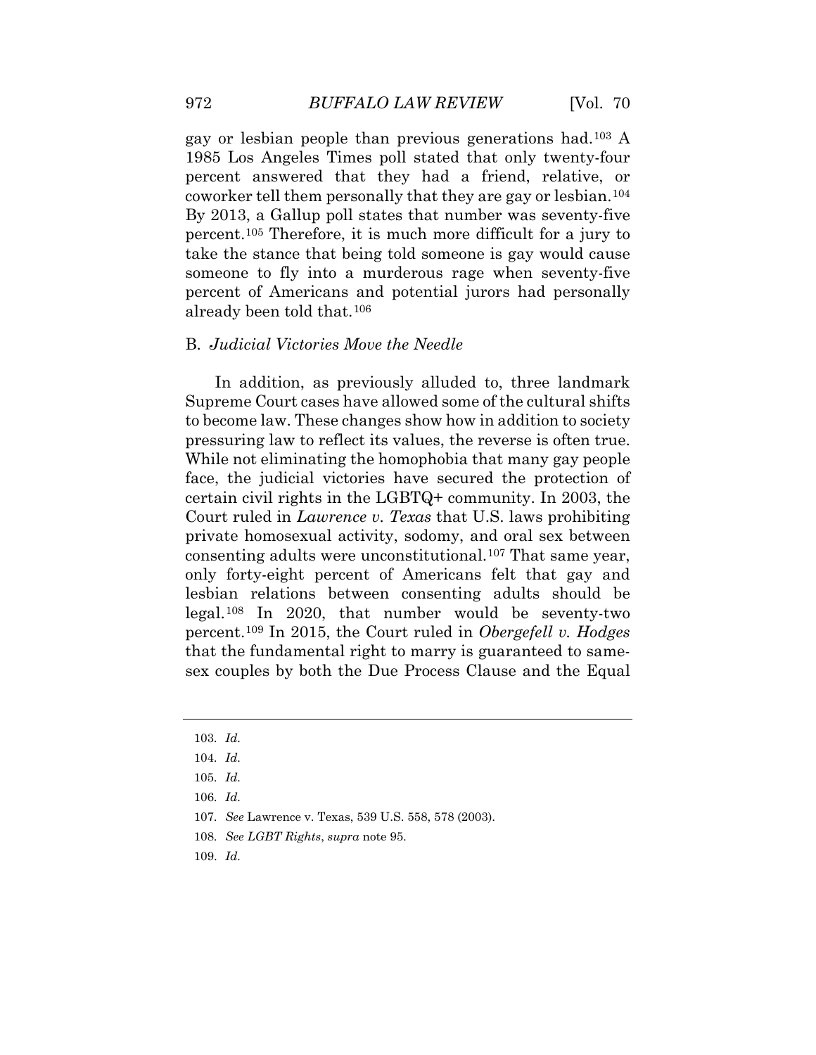gay or lesbian people than previous generations had.[103] A 1985 Los Angeles Times poll stated that only twenty-four percent answered that they had a friend, relative, or coworker tell them personally that they are gay or lesbian.[104] By 2013, a Gallup poll states that number was seventy-five percent.[105] Therefore, it is much more difficult for a jury to take the stance that being told someone is gay would cause someone to fly into a murderous rage when seventy-five percent of Americans and potential jurors had personally already been told that.[106]

### B. *Judicial Victories Move the Needle*

In addition, as previously alluded to, three landmark Supreme Court cases have allowed some of the cultural shifts to become law. These changes show how in addition to society pressuring law to reflect its values, the reverse is often true. While not eliminating the homophobia that many gay people face, the judicial victories have secured the protection of certain civil rights in the LGBTQ+ community. In 2003, the Court ruled in *Lawrence v. Texas* that U.S. laws prohibiting private homosexual activity, sodomy, and oral sex between consenting adults were unconstitutional.[107] That same year, only forty-eight percent of Americans felt that gay and lesbian relations between consenting adults should be legal.[108] In 2020, that number would be seventy-two percent.[109] In 2015, the Court ruled in *Obergefell v. Hodges* that the fundamental right to marry is guaranteed to same-sex couples by both the Due Process Clause and the Equal

---

103. *Id.*

104. *Id.*

105. *Id.*

106. *Id.*

107. *See* Lawrence v. Texas, 539 U.S. 558, 578 (2003).

108. *See LGBT Rights*, *supra* note 95.

109. *Id.*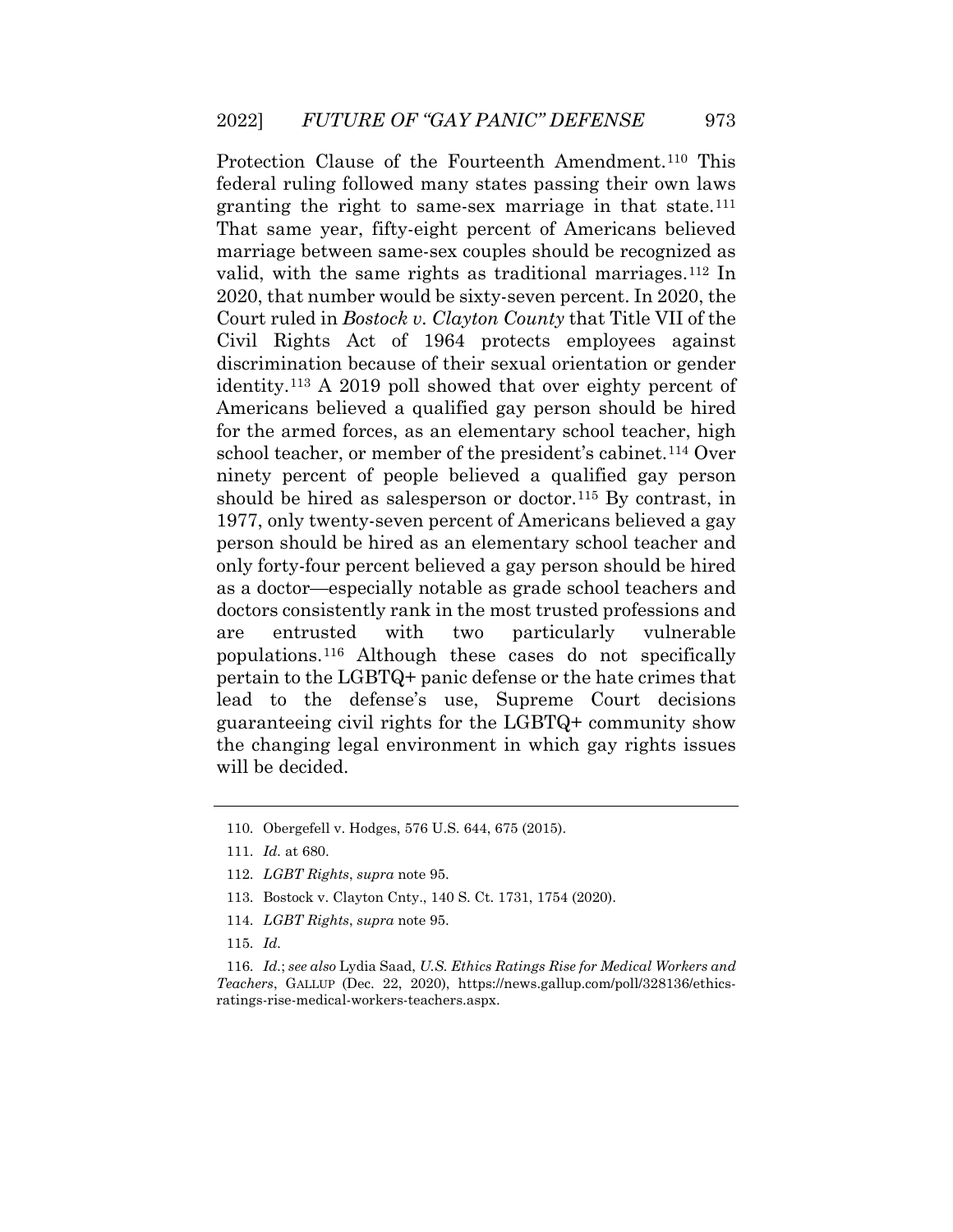Protection Clause of the Fourteenth Amendment.[110] This federal ruling followed many states passing their own laws granting the right to same-sex marriage in that state.[111] That same year, fifty-eight percent of Americans believed marriage between same-sex couples should be recognized as valid, with the same rights as traditional marriages.[112] In 2020, that number would be sixty-seven percent. In 2020, the Court ruled in *Bostock v. Clayton County* that Title VII of the Civil Rights Act of 1964 protects employees against discrimination because of their sexual orientation or gender identity.[113] A 2019 poll showed that over eighty percent of Americans believed a qualified gay person should be hired for the armed forces, as an elementary school teacher, high school teacher, or member of the president's cabinet.[114] Over ninety percent of people believed a qualified gay person should be hired as salesperson or doctor.[115] By contrast, in 1977, only twenty-seven percent of Americans believed a gay person should be hired as an elementary school teacher and only forty-four percent believed a gay person should be hired as a doctor—especially notable as grade school teachers and doctors consistently rank in the most trusted professions and are entrusted with two particularly vulnerable populations.[116] Although these cases do not specifically pertain to the LGBTQ+ panic defense or the hate crimes that lead to the defense's use, Supreme Court decisions guaranteeing civil rights for the LGBTQ+ community show the changing legal environment in which gay rights issues will be decided.

---

110. Obergefell v. Hodges, 576 U.S. 644, 675 (2015).

111. *Id.* at 680.

112. *LGBT Rights*, *supra* note 95.

113. Bostock v. Clayton Cnty., 140 S. Ct. 1731, 1754 (2020).

114. *LGBT Rights*, *supra* note 95.

115. *Id.*

116. *Id.*; *see also* Lydia Saad, *U.S. Ethics Ratings Rise for Medical Workers and Teachers*, GALLUP (Dec. 22, 2020), https://news.gallup.com/poll/328136/ethics-ratings-rise-medical-workers-teachers.aspx.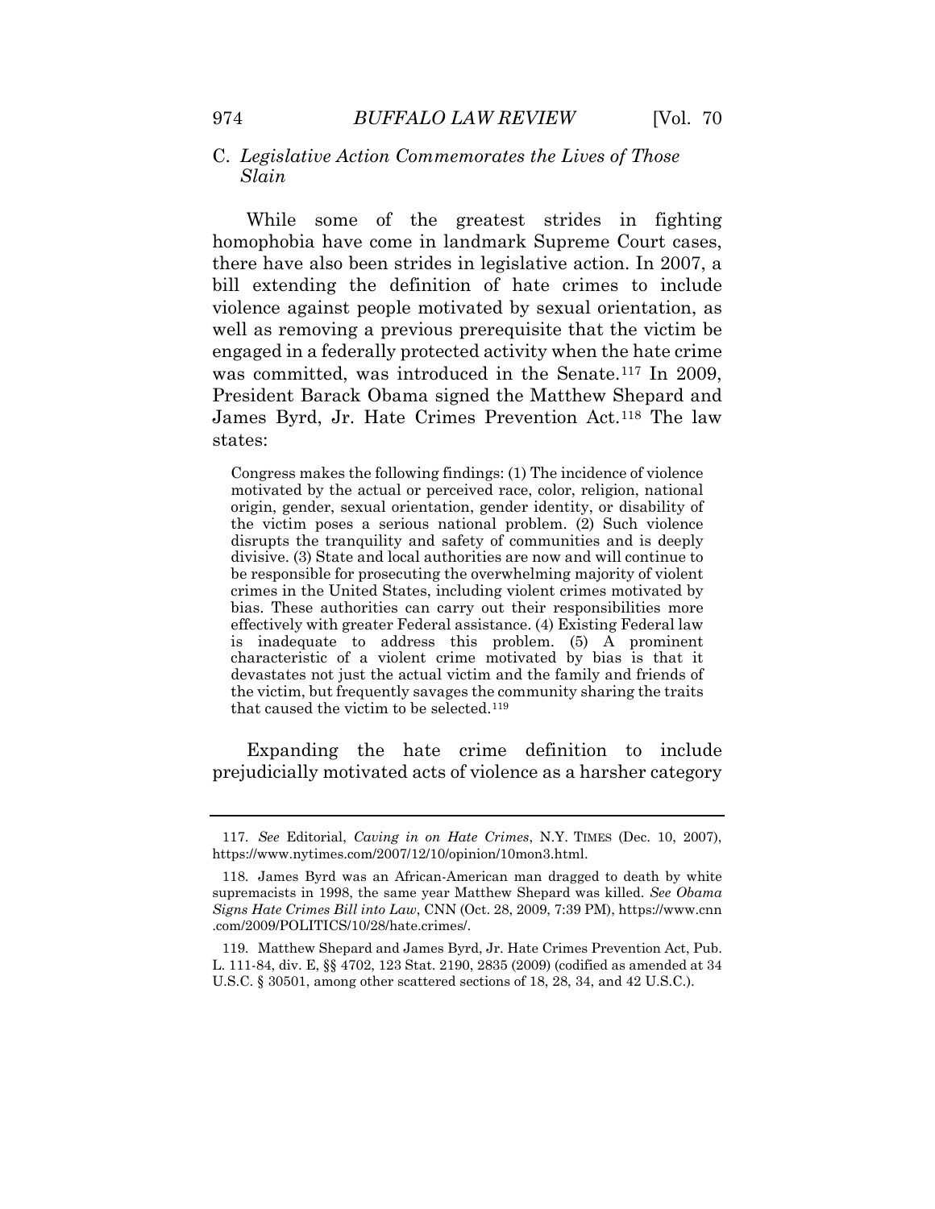### C. *Legislative Action Commemorates the Lives of Those Slain*

While some of the greatest strides in fighting homophobia have come in landmark Supreme Court cases, there have also been strides in legislative action. In 2007, a bill extending the definition of hate crimes to include violence against people motivated by sexual orientation, as well as removing a previous prerequisite that the victim be engaged in a federally protected activity when the hate crime was committed, was introduced in the Senate.[117] In 2009, President Barack Obama signed the Matthew Shepard and James Byrd, Jr. Hate Crimes Prevention Act.[118] The law states:

> Congress makes the following findings: (1) The incidence of violence motivated by the actual or perceived race, color, religion, national origin, gender, sexual orientation, gender identity, or disability of the victim poses a serious national problem. (2) Such violence disrupts the tranquility and safety of communities and is deeply divisive. (3) State and local authorities are now and will continue to be responsible for prosecuting the overwhelming majority of violent crimes in the United States, including violent crimes motivated by bias. These authorities can carry out their responsibilities more effectively with greater Federal assistance. (4) Existing Federal law is inadequate to address this problem. (5) A prominent characteristic of a violent crime motivated by bias is that it devastates not just the actual victim and the family and friends of the victim, but frequently savages the community sharing the traits that caused the victim to be selected.[119]

Expanding the hate crime definition to include prejudicially motivated acts of violence as a harsher category

---

117. *See* Editorial, *Caving in on Hate Crimes*, N.Y. TIMES (Dec. 10, 2007), https://www.nytimes.com/2007/12/10/opinion/10mon3.html.

118. James Byrd was an African-American man dragged to death by white supremacists in 1998, the same year Matthew Shepard was killed. *See Obama Signs Hate Crimes Bill into Law*, CNN (Oct. 28, 2009, 7:39 PM), https://www.cnn.com/2009/POLITICS/10/28/hate.crimes/.

119. Matthew Shepard and James Byrd, Jr. Hate Crimes Prevention Act, Pub. L. 111-84, div. E, §§ 4702, 123 Stat. 2190, 2835 (2009) (codified as amended at 34 U.S.C. § 30501, among other scattered sections of 18, 28, 34, and 42 U.S.C.).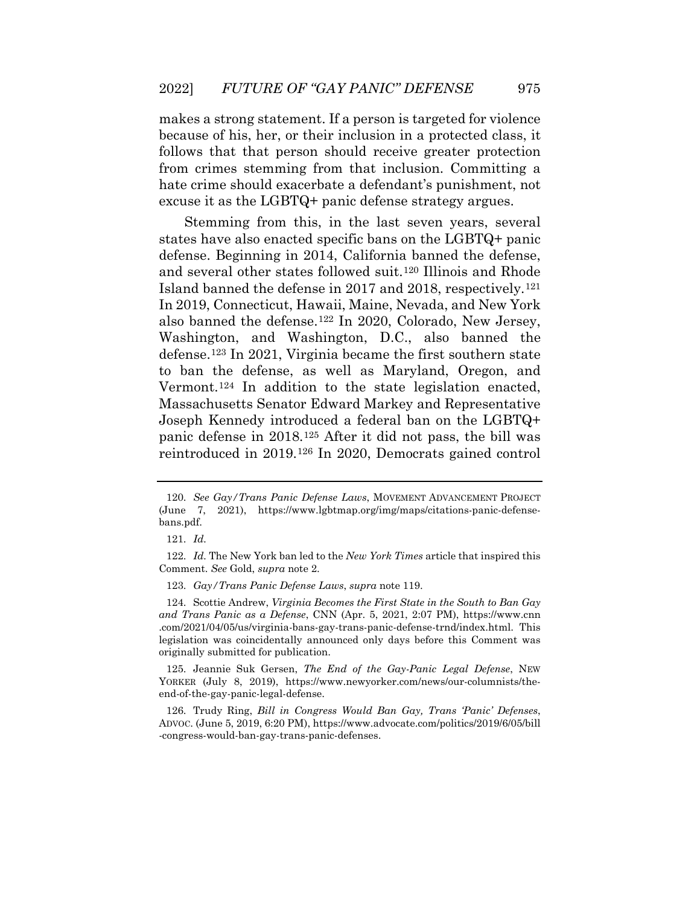makes a strong statement. If a person is targeted for violence because of his, her, or their inclusion in a protected class, it follows that that person should receive greater protection from crimes stemming from that inclusion. Committing a hate crime should exacerbate a defendant's punishment, not excuse it as the LGBTQ+ panic defense strategy argues.

Stemming from this, in the last seven years, several states have also enacted specific bans on the LGBTQ+ panic defense. Beginning in 2014, California banned the defense, and several other states followed suit.[120] Illinois and Rhode Island banned the defense in 2017 and 2018, respectively.[121] In 2019, Connecticut, Hawaii, Maine, Nevada, and New York also banned the defense.[122] In 2020, Colorado, New Jersey, Washington, and Washington, D.C., also banned the defense.[123] In 2021, Virginia became the first southern state to ban the defense, as well as Maryland, Oregon, and Vermont.[124] In addition to the state legislation enacted, Massachusetts Senator Edward Markey and Representative Joseph Kennedy introduced a federal ban on the LGBTQ+ panic defense in 2018.[125] After it did not pass, the bill was reintroduced in 2019.[126] In 2020, Democrats gained control

---

120. *See Gay/Trans Panic Defense Laws*, MOVEMENT ADVANCEMENT PROJECT (June 7, 2021), https://www.lgbtmap.org/img/maps/citations-panic-defense-bans.pdf.

121. *Id.*

122. *Id.* The New York ban led to the *New York Times* article that inspired this Comment. *See* Gold, *supra* note 2.

123. *Gay/Trans Panic Defense Laws*, *supra* note 119.

124. Scottie Andrew, *Virginia Becomes the First State in the South to Ban Gay and Trans Panic as a Defense*, CNN (Apr. 5, 2021, 2:07 PM), https://www.cnn.com/2021/04/05/us/virginia-bans-gay-trans-panic-defense-trnd/index.html. This legislation was coincidentally announced only days before this Comment was originally submitted for publication.

125. Jeannie Suk Gersen, *The End of the Gay-Panic Legal Defense*, NEW YORKER (July 8, 2019), https://www.newyorker.com/news/our-columnists/the-end-of-the-gay-panic-legal-defense.

126. Trudy Ring, *Bill in Congress Would Ban Gay, Trans 'Panic' Defenses*, ADVOC. (June 5, 2019, 6:20 PM), https://www.advocate.com/politics/2019/6/05/bill-congress-would-ban-gay-trans-panic-defenses.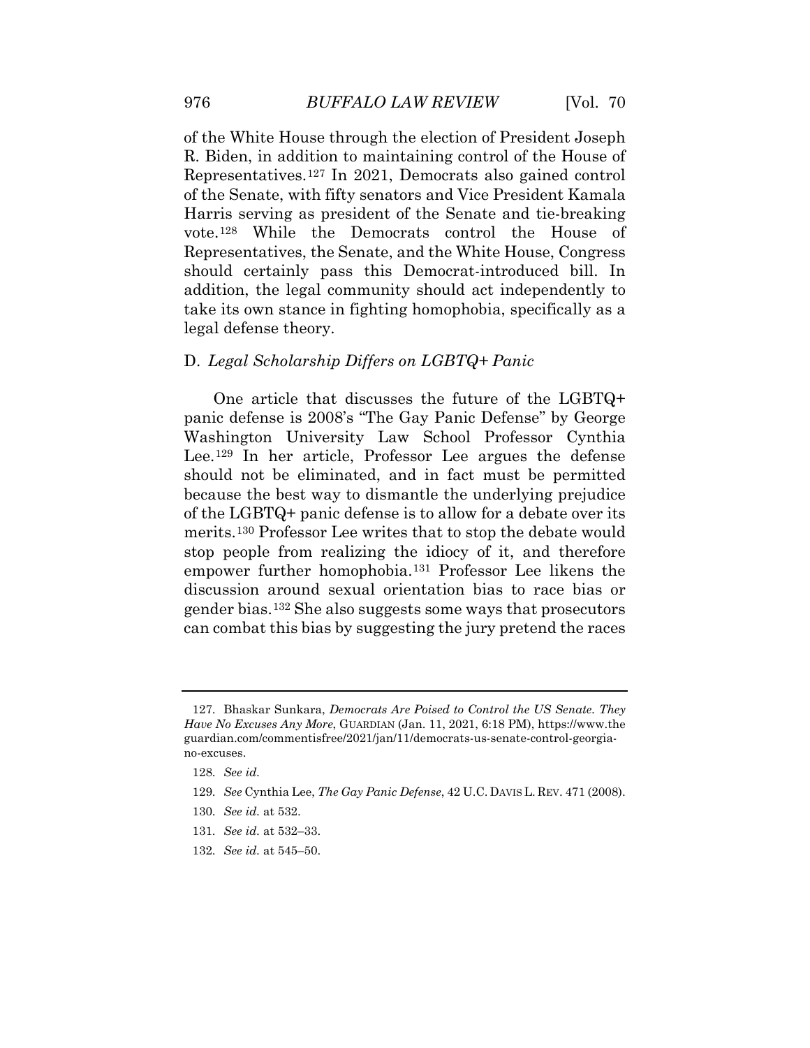of the White House through the election of President Joseph R. Biden, in addition to maintaining control of the House of Representatives.[127] In 2021, Democrats also gained control of the Senate, with fifty senators and Vice President Kamala Harris serving as president of the Senate and tie-breaking vote.[128] While the Democrats control the House of Representatives, the Senate, and the White House, Congress should certainly pass this Democrat-introduced bill. In addition, the legal community should act independently to take its own stance in fighting homophobia, specifically as a legal defense theory.

### D. *Legal Scholarship Differs on LGBTQ+ Panic*

One article that discusses the future of the LGBTQ+ panic defense is 2008's "The Gay Panic Defense" by George Washington University Law School Professor Cynthia Lee.[129] In her article, Professor Lee argues the defense should not be eliminated, and in fact must be permitted because the best way to dismantle the underlying prejudice of the LGBTQ+ panic defense is to allow for a debate over its merits.[130] Professor Lee writes that to stop the debate would stop people from realizing the idiocy of it, and therefore empower further homophobia.[131] Professor Lee likens the discussion around sexual orientation bias to race bias or gender bias.[132] She also suggests some ways that prosecutors can combat this bias by suggesting the jury pretend the races

---

127. Bhaskar Sunkara, *Democrats Are Poised to Control the US Senate. They Have No Excuses Any More*, GUARDIAN (Jan. 11, 2021, 6:18 PM), https://www.theguardian.com/commentisfree/2021/jan/11/democrats-us-senate-control-georgia-no-excuses.

128. *See id.*

129. *See* Cynthia Lee, *The Gay Panic Defense*, 42 U.C. DAVIS L. REV. 471 (2008).

130. *See id.* at 532.

131. *See id.* at 532–33.

132. *See id.* at 545–50.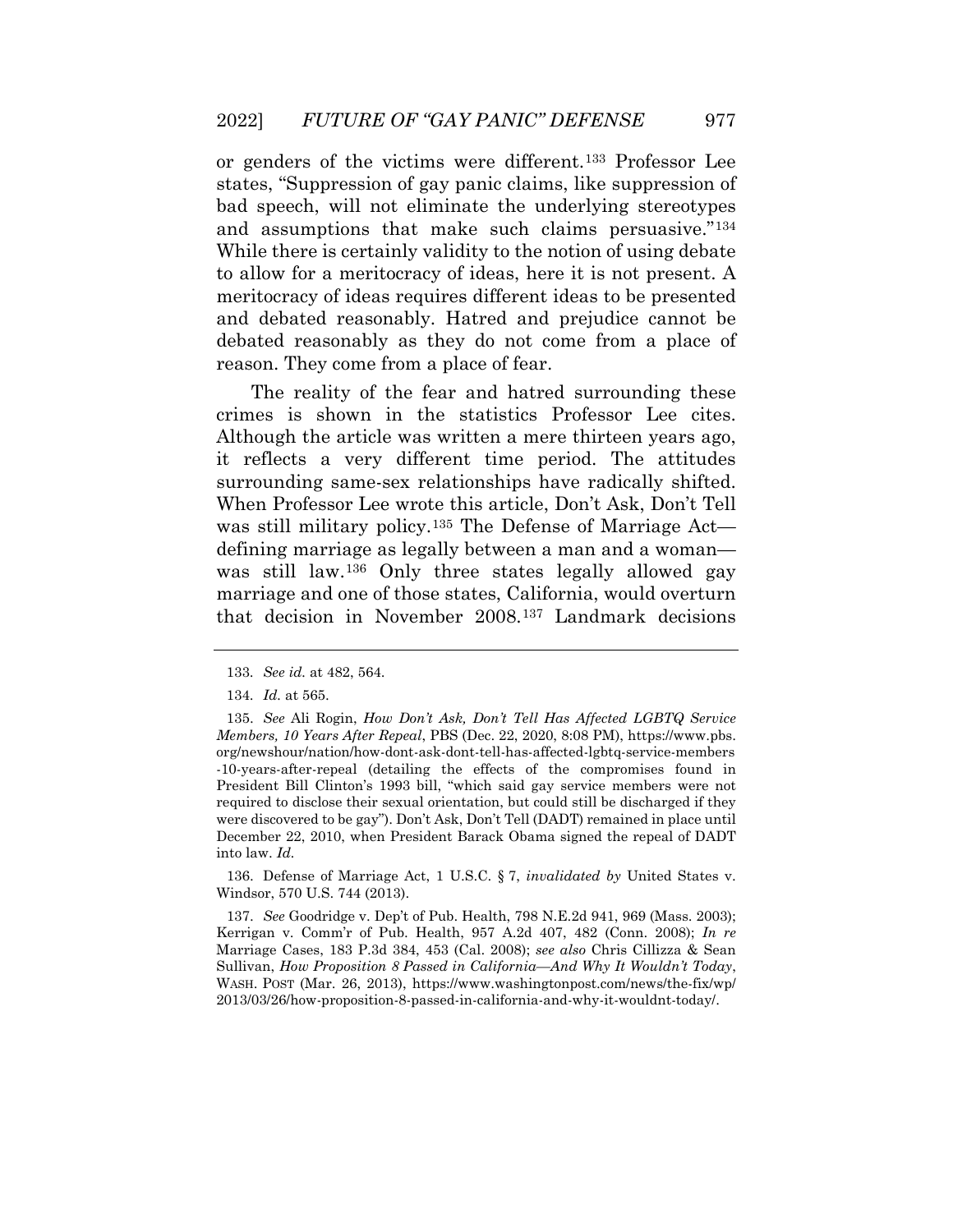or genders of the victims were different.[133] Professor Lee states, "Suppression of gay panic claims, like suppression of bad speech, will not eliminate the underlying stereotypes and assumptions that make such claims persuasive."[134] While there is certainly validity to the notion of using debate to allow for a meritocracy of ideas, here it is not present. A meritocracy of ideas requires different ideas to be presented and debated reasonably. Hatred and prejudice cannot be debated reasonably as they do not come from a place of reason. They come from a place of fear.

The reality of the fear and hatred surrounding these crimes is shown in the statistics Professor Lee cites. Although the article was written a mere thirteen years ago, it reflects a very different time period. The attitudes surrounding same-sex relationships have radically shifted. When Professor Lee wrote this article, Don't Ask, Don't Tell was still military policy.[135] The Defense of Marriage Act—defining marriage as legally between a man and a woman—was still law.[136] Only three states legally allowed gay marriage and one of those states, California, would overturn that decision in November 2008.[137] Landmark decisions

---

133. *See id.* at 482, 564.

134. *Id.* at 565.

135. *See* Ali Rogin, *How Don't Ask, Don't Tell Has Affected LGBTQ Service Members, 10 Years After Repeal*, PBS (Dec. 22, 2020, 8:08 PM), https://www.pbs.org/newshour/nation/how-dont-ask-dont-tell-has-affected-lgbtq-service-members-10-years-after-repeal (detailing the effects of the compromises found in President Bill Clinton's 1993 bill, "which said gay service members were not required to disclose their sexual orientation, but could still be discharged if they were discovered to be gay"). Don't Ask, Don't Tell (DADT) remained in place until December 22, 2010, when President Barack Obama signed the repeal of DADT into law. *Id.*

136. Defense of Marriage Act, 1 U.S.C. § 7, *invalidated by* United States v. Windsor, 570 U.S. 744 (2013).

137. *See* Goodridge v. Dep't of Pub. Health, 798 N.E.2d 941, 969 (Mass. 2003); Kerrigan v. Comm'r of Pub. Health, 957 A.2d 407, 482 (Conn. 2008); *In re* Marriage Cases, 183 P.3d 384, 453 (Cal. 2008); *see also* Chris Cillizza & Sean Sullivan, *How Proposition 8 Passed in California—And Why It Wouldn't Today*, WASH. POST (Mar. 26, 2013), https://www.washingtonpost.com/news/the-fix/wp/2013/03/26/how-proposition-8-passed-in-california-and-why-it-wouldnt-today/.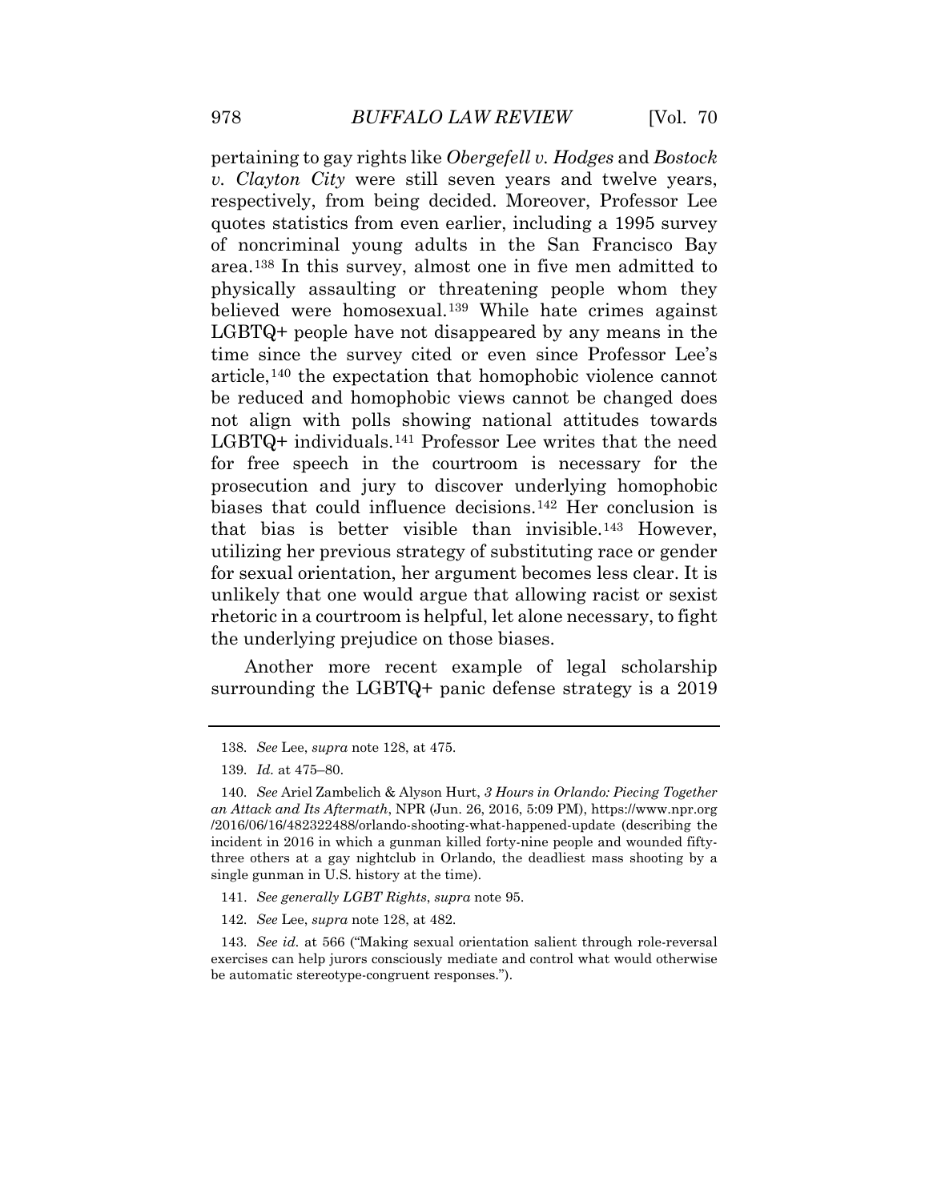pertaining to gay rights like *Obergefell v. Hodges* and *Bostock v. Clayton City* were still seven years and twelve years, respectively, from being decided. Moreover, Professor Lee quotes statistics from even earlier, including a 1995 survey of noncriminal young adults in the San Francisco Bay area.[138] In this survey, almost one in five men admitted to physically assaulting or threatening people whom they believed were homosexual.[139] While hate crimes against LGBTQ+ people have not disappeared by any means in the time since the survey cited or even since Professor Lee's article,[140] the expectation that homophobic violence cannot be reduced and homophobic views cannot be changed does not align with polls showing national attitudes towards LGBTQ+ individuals.[141] Professor Lee writes that the need for free speech in the courtroom is necessary for the prosecution and jury to discover underlying homophobic biases that could influence decisions.[142] Her conclusion is that bias is better visible than invisible.[143] However, utilizing her previous strategy of substituting race or gender for sexual orientation, her argument becomes less clear. It is unlikely that one would argue that allowing racist or sexist rhetoric in a courtroom is helpful, let alone necessary, to fight the underlying prejudice on those biases.

Another more recent example of legal scholarship surrounding the LGBTQ+ panic defense strategy is a 2019

---

138. *See* Lee, *supra* note 128, at 475.

139. *Id.* at 475–80.

140. *See* Ariel Zambelich & Alyson Hurt, *3 Hours in Orlando: Piecing Together an Attack and Its Aftermath*, NPR (Jun. 26, 2016, 5:09 PM), https://www.npr.org/2016/06/16/482322488/orlando-shooting-what-happened-update (describing the incident in 2016 in which a gunman killed forty-nine people and wounded fifty-three others at a gay nightclub in Orlando, the deadliest mass shooting by a single gunman in U.S. history at the time).

141. *See generally LGBT Rights*, *supra* note 95.

142. *See* Lee, *supra* note 128, at 482.

143. *See id.* at 566 ("Making sexual orientation salient through role-reversal exercises can help jurors consciously mediate and control what would otherwise be automatic stereotype-congruent responses.").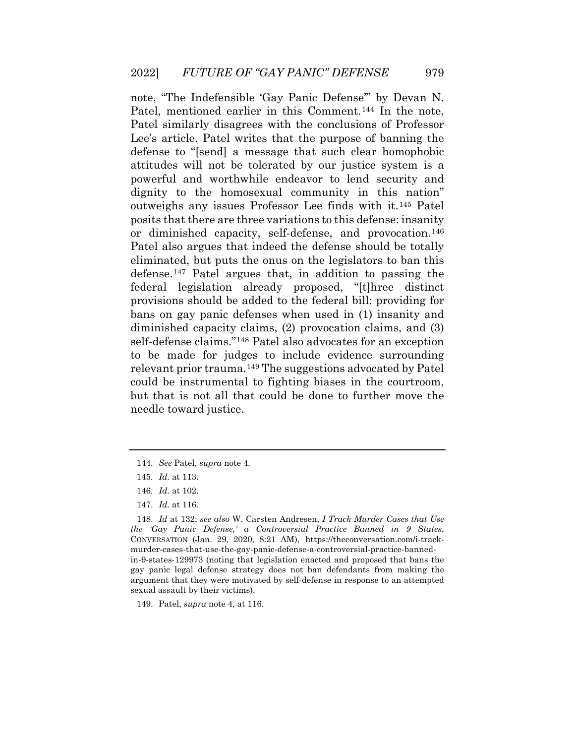note, "The Indefensible 'Gay Panic Defense'" by Devan N. Patel, mentioned earlier in this Comment.[144] In the note, Patel similarly disagrees with the conclusions of Professor Lee's article. Patel writes that the purpose of banning the defense to "[send] a message that such clear homophobic attitudes will not be tolerated by our justice system is a powerful and worthwhile endeavor to lend security and dignity to the homosexual community in this nation" outweighs any issues Professor Lee finds with it.[145] Patel posits that there are three variations to this defense: insanity or diminished capacity, self-defense, and provocation.[146] Patel also argues that indeed the defense should be totally eliminated, but puts the onus on the legislators to ban this defense.[147] Patel argues that, in addition to passing the federal legislation already proposed, "[t]hree distinct provisions should be added to the federal bill: providing for bans on gay panic defenses when used in (1) insanity and diminished capacity claims, (2) provocation claims, and (3) self-defense claims."[148] Patel also advocates for an exception to be made for judges to include evidence surrounding relevant prior trauma.[149] The suggestions advocated by Patel could be instrumental to fighting biases in the courtroom, but that is not all that could be done to further move the needle toward justice.

---

144. *See* Patel, *supra* note 4.

145. *Id.* at 113.

146. *Id.* at 102.

147. *Id.* at 116.

148. *Id* at 132; *see also* W. Carsten Andresen, *I Track Murder Cases that Use the 'Gay Panic Defense,' a Controversial Practice Banned in 9 States*, CONVERSATION (Jan. 29, 2020, 8:21 AM), https://theconversation.com/i-track-murder-cases-that-use-the-gay-panic-defense-a-controversial-practice-banned-in-9-states-129973 (noting that legislation enacted and proposed that bans the gay panic legal defense strategy does not ban defendants from making the argument that they were motivated by self-defense in response to an attempted sexual assault by their victims).

149. Patel, *supra* note 4, at 116.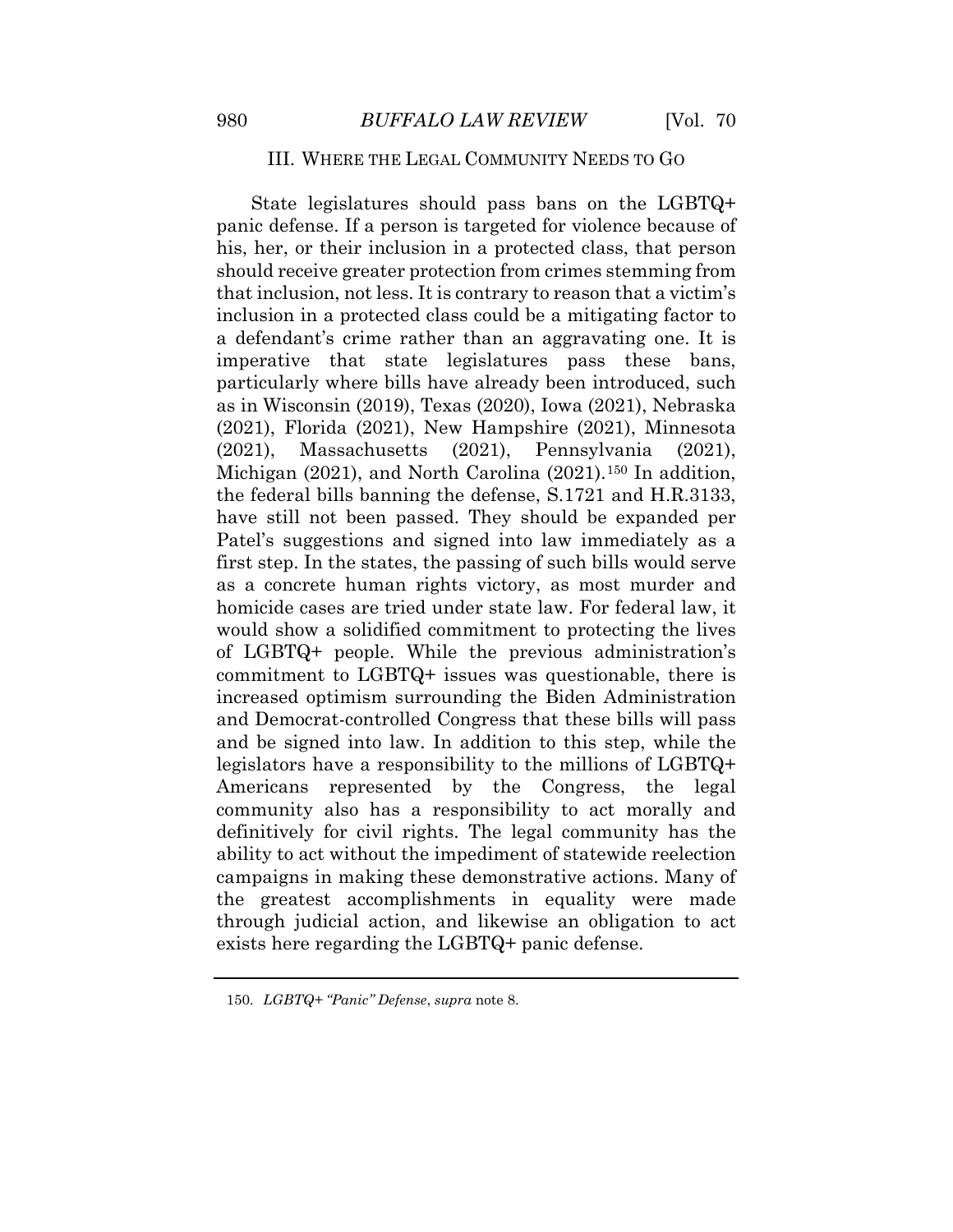## III. WHERE THE LEGAL COMMUNITY NEEDS TO GO

State legislatures should pass bans on the LGBTQ+ panic defense. If a person is targeted for violence because of his, her, or their inclusion in a protected class, that person should receive greater protection from crimes stemming from that inclusion, not less. It is contrary to reason that a victim's inclusion in a protected class could be a mitigating factor to a defendant's crime rather than an aggravating one. It is imperative that state legislatures pass these bans, particularly where bills have already been introduced, such as in Wisconsin (2019), Texas (2020), Iowa (2021), Nebraska (2021), Florida (2021), New Hampshire (2021), Minnesota (2021), Massachusetts (2021), Pennsylvania (2021), Michigan (2021), and North Carolina (2021).[150] In addition, the federal bills banning the defense, S.1721 and H.R.3133, have still not been passed. They should be expanded per Patel's suggestions and signed into law immediately as a first step. In the states, the passing of such bills would serve as a concrete human rights victory, as most murder and homicide cases are tried under state law. For federal law, it would show a solidified commitment to protecting the lives of LGBTQ+ people. While the previous administration's commitment to LGBTQ+ issues was questionable, there is increased optimism surrounding the Biden Administration and Democrat-controlled Congress that these bills will pass and be signed into law. In addition to this step, while the legislators have a responsibility to the millions of LGBTQ+ Americans represented by the Congress, the legal community also has a responsibility to act morally and definitively for civil rights. The legal community has the ability to act without the impediment of statewide reelection campaigns in making these demonstrative actions. Many of the greatest accomplishments in equality were made through judicial action, and likewise an obligation to act exists here regarding the LGBTQ+ panic defense.

---

150. *LGBTQ+ "Panic" Defense*, *supra* note 8.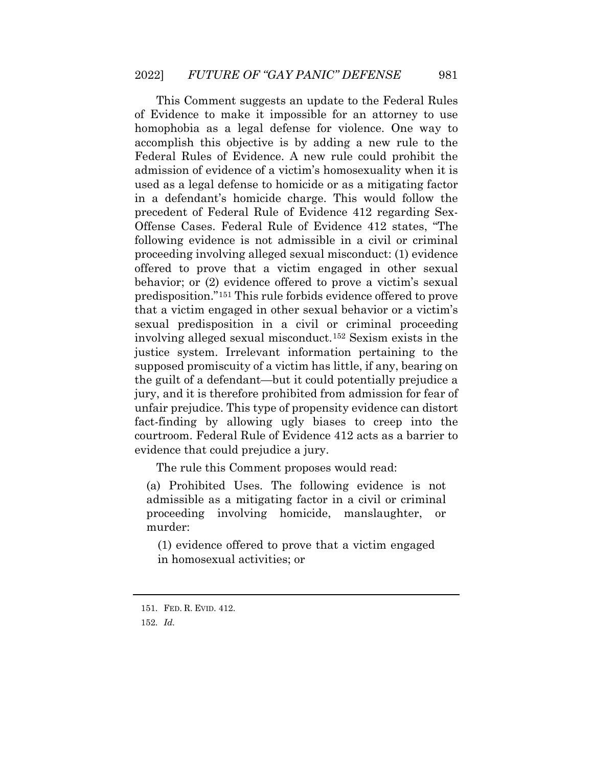This Comment suggests an update to the Federal Rules of Evidence to make it impossible for an attorney to use homophobia as a legal defense for violence. One way to accomplish this objective is by adding a new rule to the Federal Rules of Evidence. A new rule could prohibit the admission of evidence of a victim's homosexuality when it is used as a legal defense to homicide or as a mitigating factor in a defendant's homicide charge. This would follow the precedent of Federal Rule of Evidence 412 regarding Sex-Offense Cases. Federal Rule of Evidence 412 states, "The following evidence is not admissible in a civil or criminal proceeding involving alleged sexual misconduct: (1) evidence offered to prove that a victim engaged in other sexual behavior; or (2) evidence offered to prove a victim's sexual predisposition."[151] This rule forbids evidence offered to prove that a victim engaged in other sexual behavior or a victim's sexual predisposition in a civil or criminal proceeding involving alleged sexual misconduct.[152] Sexism exists in the justice system. Irrelevant information pertaining to the supposed promiscuity of a victim has little, if any, bearing on the guilt of a defendant—but it could potentially prejudice a jury, and it is therefore prohibited from admission for fear of unfair prejudice. This type of propensity evidence can distort fact-finding by allowing ugly biases to creep into the courtroom. Federal Rule of Evidence 412 acts as a barrier to evidence that could prejudice a jury.

The rule this Comment proposes would read:

> (a) Prohibited Uses. The following evidence is not admissible as a mitigating factor in a civil or criminal proceeding involving homicide, manslaughter, or murder:
>
> (1) evidence offered to prove that a victim engaged in homosexual activities; or

---

151. FED. R. EVID. 412.

152. *Id.*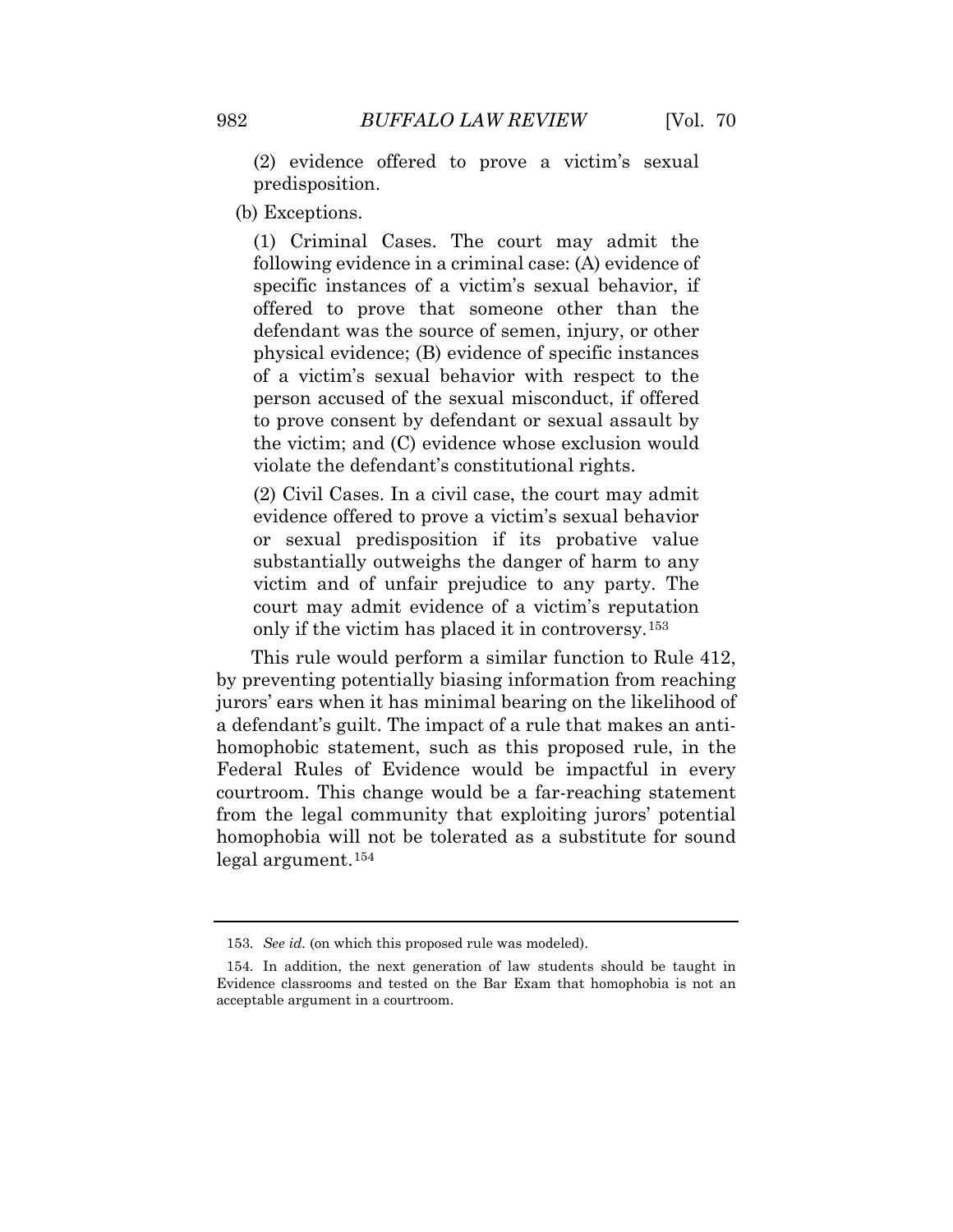(2) evidence offered to prove a victim's sexual predisposition.

(b) Exceptions.

(1) Criminal Cases. The court may admit the following evidence in a criminal case: (A) evidence of specific instances of a victim's sexual behavior, if offered to prove that someone other than the defendant was the source of semen, injury, or other physical evidence; (B) evidence of specific instances of a victim's sexual behavior with respect to the person accused of the sexual misconduct, if offered to prove consent by defendant or sexual assault by the victim; and (C) evidence whose exclusion would violate the defendant's constitutional rights.

(2) Civil Cases. In a civil case, the court may admit evidence offered to prove a victim's sexual behavior or sexual predisposition if its probative value substantially outweighs the danger of harm to any victim and of unfair prejudice to any party. The court may admit evidence of a victim's reputation only if the victim has placed it in controversy.[153]

This rule would perform a similar function to Rule 412, by preventing potentially biasing information from reaching jurors' ears when it has minimal bearing on the likelihood of a defendant's guilt. The impact of a rule that makes an anti-homophobic statement, such as this proposed rule, in the Federal Rules of Evidence would be impactful in every courtroom. This change would be a far-reaching statement from the legal community that exploiting jurors' potential homophobia will not be tolerated as a substitute for sound legal argument.[154]

---

153. *See id.* (on which this proposed rule was modeled).

154. In addition, the next generation of law students should be taught in Evidence classrooms and tested on the Bar Exam that homophobia is not an acceptable argument in a courtroom.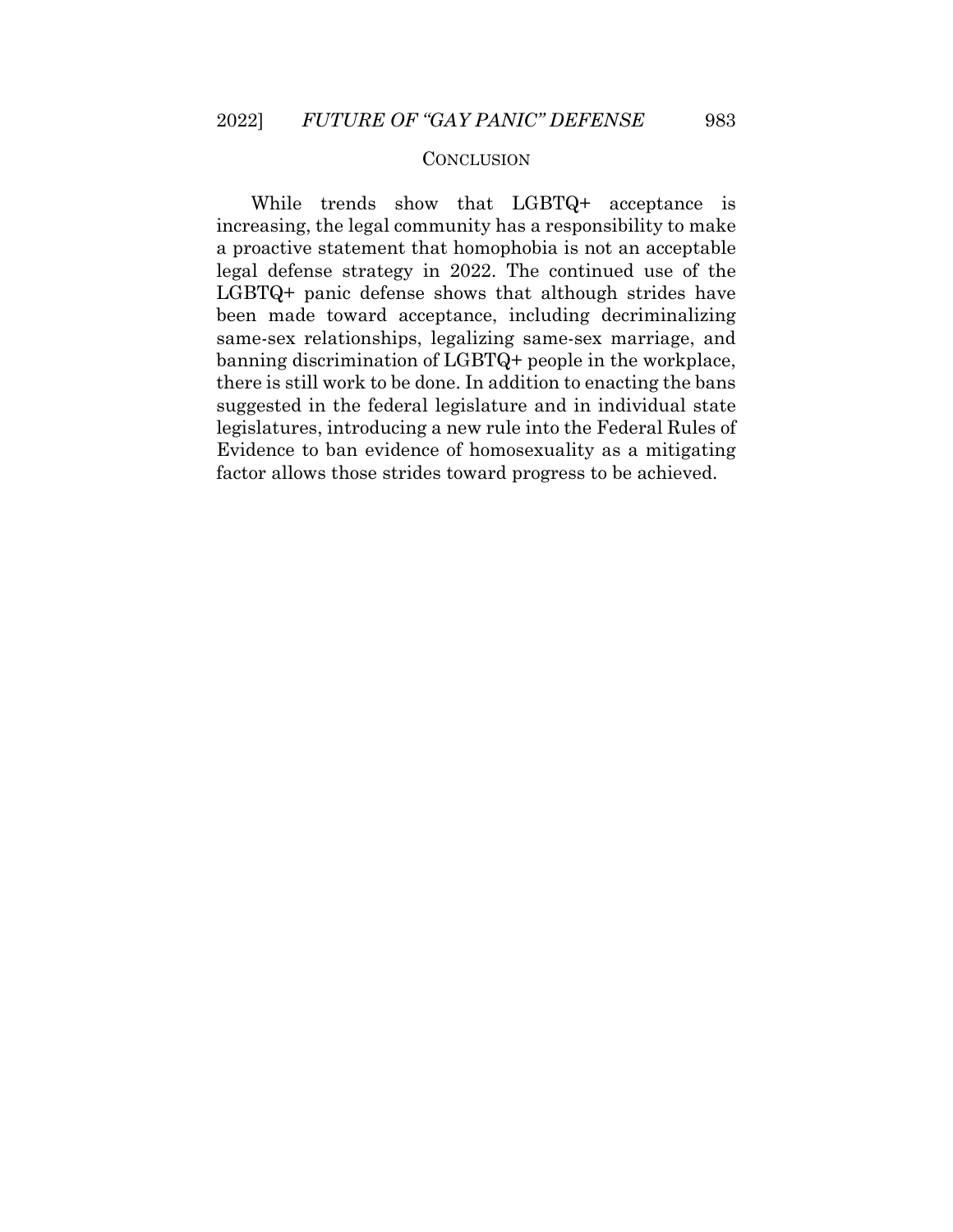## CONCLUSION

While trends show that LGBTQ+ acceptance is increasing, the legal community has a responsibility to make a proactive statement that homophobia is not an acceptable legal defense strategy in 2022. The continued use of the LGBTQ+ panic defense shows that although strides have been made toward acceptance, including decriminalizing same-sex relationships, legalizing same-sex marriage, and banning discrimination of LGBTQ+ people in the workplace, there is still work to be done. In addition to enacting the bans suggested in the federal legislature and in individual state legislatures, introducing a new rule into the Federal Rules of Evidence to ban evidence of homosexuality as a mitigating factor allows those strides toward progress to be achieved.